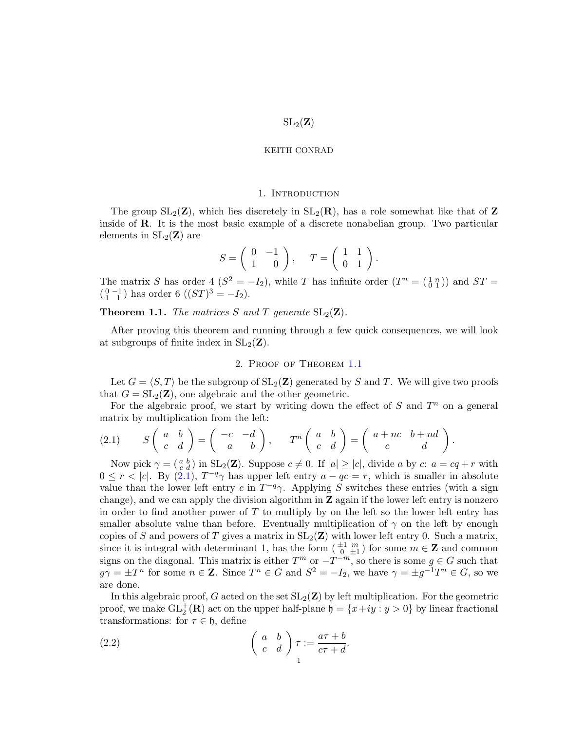# $\mathrm{SL}_2(\mathbf{Z})$

KEITH CONRAD

## 1. Introduction

The group $\mathrm{SL}_2(\mathbf{Z})$, which lies discretely in $\mathrm{SL}_2(\mathbf{R})$, has a role somewhat like that of $\mathbf{Z}$ inside of $\mathbf{R}$. It is the most basic example of a discrete nonabelian group. Two particular elements in $\mathrm{SL}_2(\mathbf{Z})$ are

$$S = \begin{pmatrix} 0 & -1 \\ 1 & 0 \end{pmatrix}, \quad T = \begin{pmatrix} 1 & 1 \\ 0 & 1 \end{pmatrix}.$$

The matrix $S$ has order 4 ($S^2 = -I_2$), while $T$ has infinite order ($T^n = \left(\begin{smallmatrix} 1 & n \\ 0 & 1 \end{smallmatrix}\right)$) and $ST = \left(\begin{smallmatrix} 0 & -1 \\ 1 & 1 \end{smallmatrix}\right)$ has order 6 ($(ST)^3 = -I_2$).

**Theorem 1.1.** *The matrices $S$ and $T$ generate* $\mathrm{SL}_2(\mathbf{Z})$.

After proving this theorem and running through a few quick consequences, we will look at subgroups of finite index in $\mathrm{SL}_2(\mathbf{Z})$.

## 2. Proof of Theorem 1.1

Let $G = \langle S, T \rangle$ be the subgroup of $\mathrm{SL}_2(\mathbf{Z})$ generated by $S$ and $T$. We will give two proofs that $G = \mathrm{SL}_2(\mathbf{Z})$, one algebraic and the other geometric.

For the algebraic proof, we start by writing down the effect of $S$ and $T^n$ on a general matrix by multiplication from the left:

$$S\begin{pmatrix} a & b \\ c & d \end{pmatrix} = \begin{pmatrix} -c & -d \\ a & b \end{pmatrix}, \qquad T^n\begin{pmatrix} a & b \\ c & d \end{pmatrix} = \begin{pmatrix} a+nc & b+nd \\ c & d \end{pmatrix}. \tag{2.1}$$

Now pick $\gamma = \left(\begin{smallmatrix} a & b \\ c & d \end{smallmatrix}\right)$ in $\mathrm{SL}_2(\mathbf{Z})$. Suppose $c \neq 0$. If $|a| \geq |c|$, divide $a$ by $c$: $a = cq + r$ with $0 \leq r < |c|$. By (2.1), $T^{-q}\gamma$ has upper left entry $a - qc = r$, which is smaller in absolute value than the lower left entry $c$ in $T^{-q}\gamma$. Applying $S$ switches these entries (with a sign change), and we can apply the division algorithm in $\mathbf{Z}$ again if the lower left entry is nonzero in order to find another power of $T$ to multiply by on the left so the lower left entry has smaller absolute value than before. Eventually multiplication of $\gamma$ on the left by enough copies of $S$ and powers of $T$ gives a matrix in $\mathrm{SL}_2(\mathbf{Z})$ with lower left entry 0. Such a matrix, since it is integral with determinant 1, has the form $\left(\begin{smallmatrix} \pm 1 & m \\ 0 & \pm 1 \end{smallmatrix}\right)$ for some $m \in \mathbf{Z}$ and common signs on the diagonal. This matrix is either $T^m$ or $-T^{-m}$, so there is some $g \in G$ such that $g\gamma = \pm T^n$ for some $n \in \mathbf{Z}$. Since $T^n \in G$ and $S^2 = -I_2$, we have $\gamma = \pm g^{-1}T^n \in G$, so we are done.

In this algebraic proof, $G$ acted on the set $\mathrm{SL}_2(\mathbf{Z})$ by left multiplication. For the geometric proof, we make $\mathrm{GL}_2^+(\mathbf{R})$ act on the upper half-plane $\mathfrak{h} = \{x+iy : y > 0\}$ by linear fractional transformations: for $\tau \in \mathfrak{h}$, define

$$\begin{pmatrix} a & b \\ c & d \end{pmatrix}\tau := \frac{a\tau + b}{c\tau + d}. \tag{2.2}$$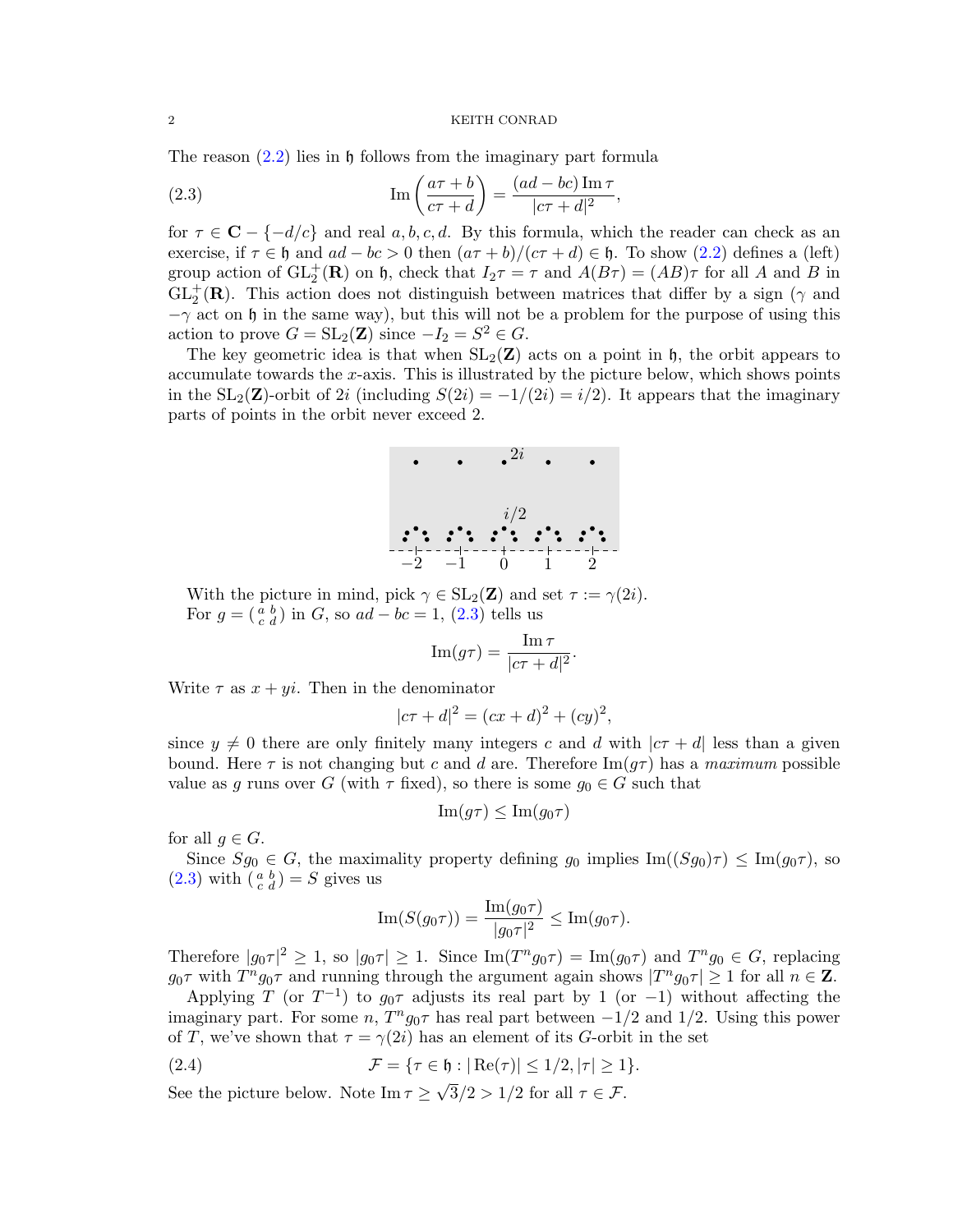The reason (2.2) lies in $\mathfrak{h}$ follows from the imaginary part formula

$$\operatorname{Im}\left(\frac{a\tau+b}{c\tau+d}\right) = \frac{(ad-bc)\operatorname{Im}\tau}{|c\tau+d|^2}, \tag{2.3}$$

for $\tau \in \mathbf{C} - \{-d/c\}$ and real $a, b, c, d$. By this formula, which the reader can check as an exercise, if $\tau \in \mathfrak{h}$ and $ad - bc > 0$ then $(a\tau + b)/(c\tau + d) \in \mathfrak{h}$. To show (2.2) defines a (left) group action of $\mathrm{GL}_2^+(\mathbf{R})$ on $\mathfrak{h}$, check that $I_2\tau = \tau$ and $A(B\tau) = (AB)\tau$ for all $A$ and $B$ in $\mathrm{GL}_2^+(\mathbf{R})$. This action does not distinguish between matrices that differ by a sign ($\gamma$ and $-\gamma$ act on $\mathfrak{h}$ in the same way), but this will not be a problem for the purpose of using this action to prove $G = \mathrm{SL}_2(\mathbf{Z})$ since $-I_2 = S^2 \in G$.

The key geometric idea is that when $\mathrm{SL}_2(\mathbf{Z})$ acts on a point in $\mathfrak{h}$, the orbit appears to accumulate towards the $x$-axis. This is illustrated by the picture below, which shows points in the $\mathrm{SL}_2(\mathbf{Z})$-orbit of $2i$ (including $S(2i) = -1/(2i) = i/2$). It appears that the imaginary parts of points in the orbit never exceed 2.

With the picture in mind, pick $\gamma \in \mathrm{SL}_2(\mathbf{Z})$ and set $\tau := \gamma(2i)$.

For $g = \left(\begin{smallmatrix} a & b \\ c & d \end{smallmatrix}\right)$ in $G$, so $ad - bc = 1$, (2.3) tells us

$$\operatorname{Im}(g\tau) = \frac{\operatorname{Im}\tau}{|c\tau+d|^2}.$$

Write $\tau$ as $x + yi$. Then in the denominator

$$|c\tau + d|^2 = (cx+d)^2 + (cy)^2,$$

since $y \neq 0$ there are only finitely many integers $c$ and $d$ with $|c\tau + d|$ less than a given bound. Here $\tau$ is not changing but $c$ and $d$ are. Therefore $\operatorname{Im}(g\tau)$ has a *maximum* possible value as $g$ runs over $G$ (with $\tau$ fixed), so there is some $g_0 \in G$ such that

$$\operatorname{Im}(g\tau) \leq \operatorname{Im}(g_0\tau)$$

for all $g \in G$.

Since $Sg_0 \in G$, the maximality property defining $g_0$ implies $\operatorname{Im}((Sg_0)\tau) \leq \operatorname{Im}(g_0\tau)$, so (2.3) with $\left(\begin{smallmatrix} a & b \\ c & d \end{smallmatrix}\right) = S$ gives us

$$\operatorname{Im}(S(g_0\tau)) = \frac{\operatorname{Im}(g_0\tau)}{|g_0\tau|^2} \leq \operatorname{Im}(g_0\tau).$$

Therefore $|g_0\tau|^2 \geq 1$, so $|g_0\tau| \geq 1$. Since $\operatorname{Im}(T^n g_0\tau) = \operatorname{Im}(g_0\tau)$ and $T^n g_0 \in G$, replacing $g_0\tau$ with $T^n g_0\tau$ and running through the argument again shows $|T^n g_0\tau| \geq 1$ for all $n \in \mathbf{Z}$.

Applying $T$ (or $T^{-1}$) to $g_0\tau$ adjusts its real part by 1 (or $-1$) without affecting the imaginary part. For some $n$, $T^n g_0\tau$ has real part between $-1/2$ and $1/2$. Using this power of $T$, we've shown that $\tau = \gamma(2i)$ has an element of its $G$-orbit in the set

$$\mathcal{F} = \{\tau \in \mathfrak{h} : |\operatorname{Re}(\tau)| \leq 1/2, |\tau| \geq 1\}. \tag{2.4}$$

See the picture below. Note $\operatorname{Im}\tau \geq \sqrt{3}/2 > 1/2$ for all $\tau \in \mathcal{F}$.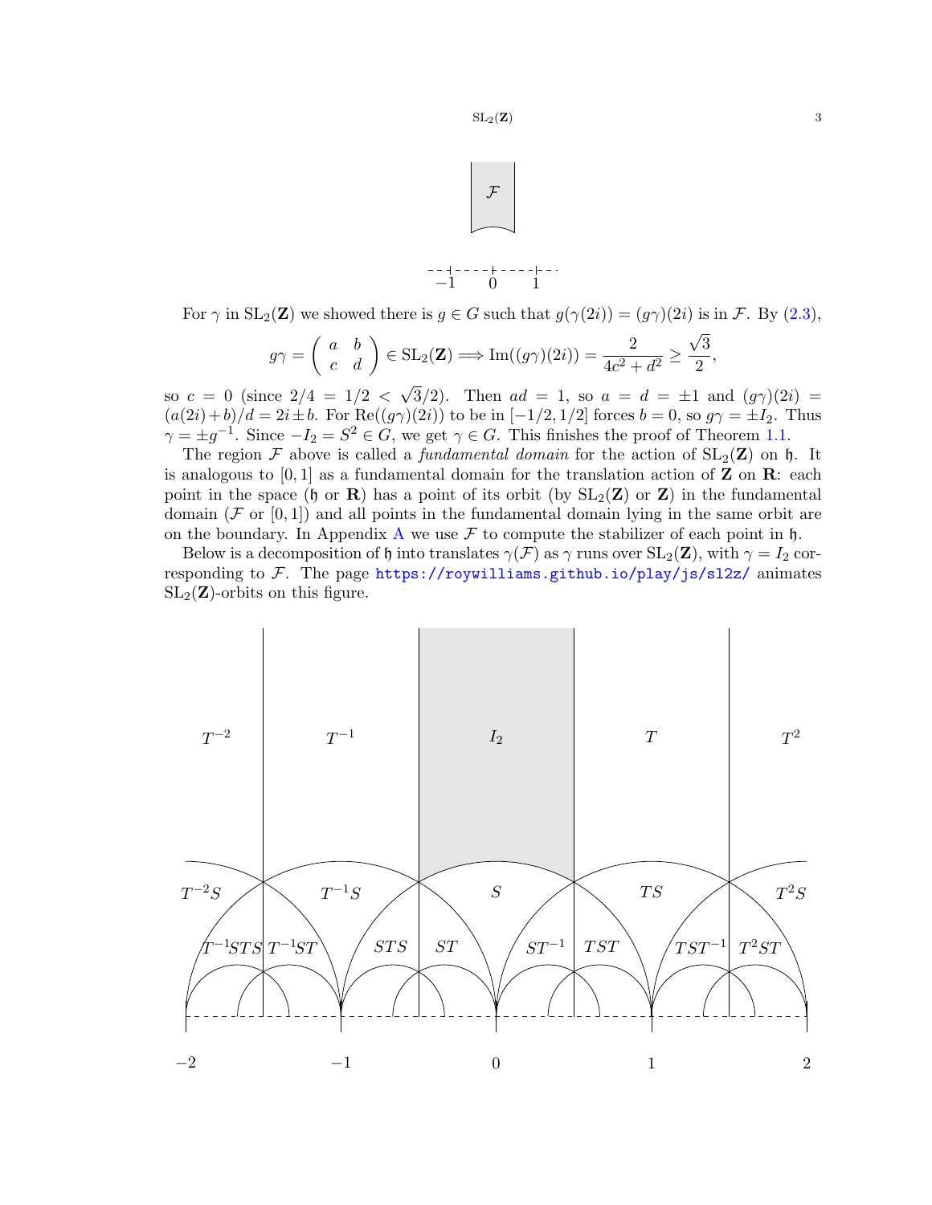For $\gamma$ in $\mathrm{SL}_2(\mathbf{Z})$ we showed there is $g \in G$ such that $g(\gamma(2i)) = (g\gamma)(2i)$ is in $\mathcal{F}$. By (2.3),

$$g\gamma = \begin{pmatrix} a & b \\ c & d \end{pmatrix} \in \mathrm{SL}_2(\mathbf{Z}) \Longrightarrow \mathrm{Im}((g\gamma)(2i)) = \frac{2}{4c^2+d^2} \geq \frac{\sqrt{3}}{2},$$

so $c = 0$ (since $2/4 = 1/2 < \sqrt{3}/2$). Then $ad = 1$, so $a = d = \pm 1$ and $(g\gamma)(2i) = (a(2i)+b)/d = 2i \pm b$. For $\mathrm{Re}((g\gamma)(2i))$ to be in $[-1/2, 1/2]$ forces $b = 0$, so $g\gamma = \pm I_2$. Thus $\gamma = \pm g^{-1}$. Since $-I_2 = S^2 \in G$, we get $\gamma \in G$. This finishes the proof of Theorem 1.1.

The region $\mathcal{F}$ above is called a *fundamental domain* for the action of $\mathrm{SL}_2(\mathbf{Z})$ on $\mathfrak{h}$. It is analogous to $[0,1]$ as a fundamental domain for the translation action of $\mathbf{Z}$ on $\mathbf{R}$: each point in the space ($\mathfrak{h}$ or $\mathbf{R}$) has a point of its orbit (by $\mathrm{SL}_2(\mathbf{Z})$ or $\mathbf{Z}$) in the fundamental domain ($\mathcal{F}$ or $[0,1]$) and all points in the fundamental domain lying in the same orbit are on the boundary. In Appendix A we use $\mathcal{F}$ to compute the stabilizer of each point in $\mathfrak{h}$.

Below is a decomposition of $\mathfrak{h}$ into translates $\gamma(\mathcal{F})$ as $\gamma$ runs over $\mathrm{SL}_2(\mathbf{Z})$, with $\gamma = I_2$ corresponding to $\mathcal{F}$. The page https://roywilliams.github.io/play/js/sl2z/ animates $\mathrm{SL}_2(\mathbf{Z})$-orbits on this figure.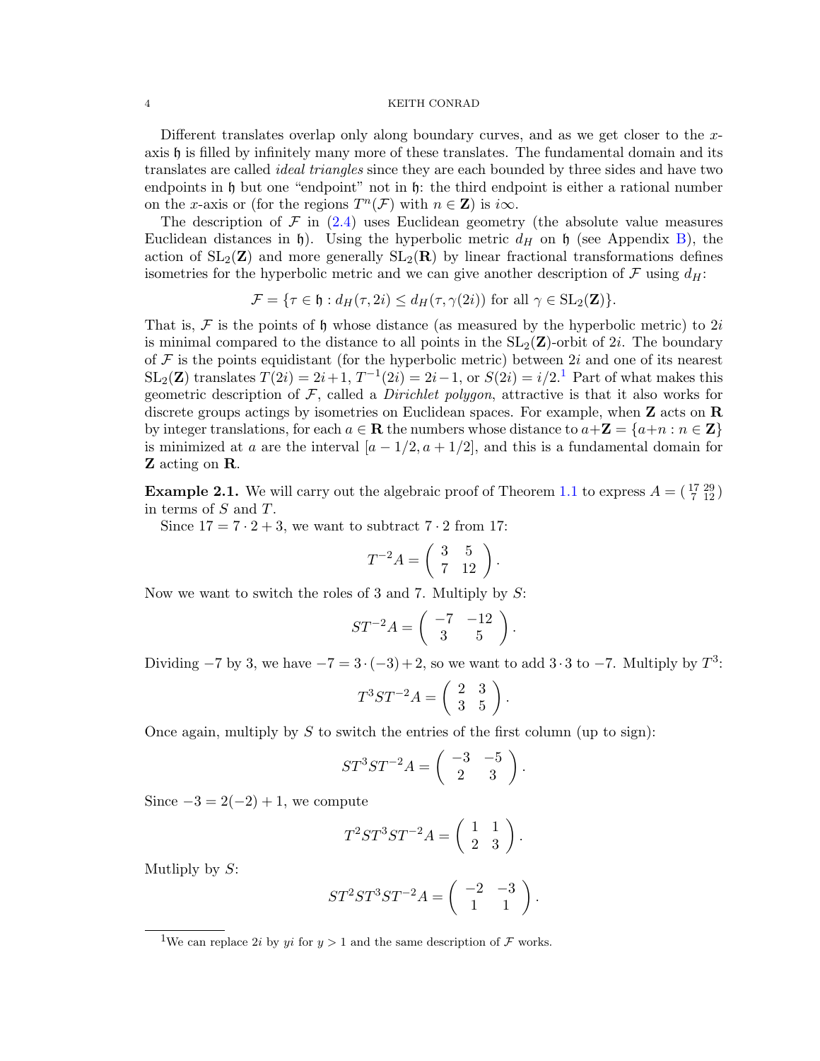Different translates overlap only along boundary curves, and as we get closer to the $x$-axis $\mathfrak{h}$ is filled by infinitely many more of these translates. The fundamental domain and its translates are called *ideal triangles* since they are each bounded by three sides and have two endpoints in $\mathfrak{h}$ but one "endpoint" not in $\mathfrak{h}$: the third endpoint is either a rational number on the $x$-axis or (for the regions $T^n(\mathcal{F})$ with $n \in \mathbf{Z}$) is $i\infty$.

The description of $\mathcal{F}$ in (2.4) uses Euclidean geometry (the absolute value measures Euclidean distances in $\mathfrak{h}$). Using the hyperbolic metric $d_H$ on $\mathfrak{h}$ (see Appendix B), the action of $\mathrm{SL}_2(\mathbf{Z})$ and more generally $\mathrm{SL}_2(\mathbf{R})$ by linear fractional transformations defines isometries for the hyperbolic metric and we can give another description of $\mathcal{F}$ using $d_H$:

$$\mathcal{F} = \{\tau \in \mathfrak{h} : d_H(\tau, 2i) \leq d_H(\tau, \gamma(2i)) \text{ for all } \gamma \in \mathrm{SL}_2(\mathbf{Z})\}.$$

That is, $\mathcal{F}$ is the points of $\mathfrak{h}$ whose distance (as measured by the hyperbolic metric) to $2i$ is minimal compared to the distance to all points in the $\mathrm{SL}_2(\mathbf{Z})$-orbit of $2i$. The boundary of $\mathcal{F}$ is the points equidistant (for the hyperbolic metric) between $2i$ and one of its nearest $\mathrm{SL}_2(\mathbf{Z})$ translates $T(2i) = 2i+1$, $T^{-1}(2i) = 2i-1$, or $S(2i) = i/2$.[1] Part of what makes this geometric description of $\mathcal{F}$, called a *Dirichlet polygon*, attractive is that it also works for discrete groups actings by isometries on Euclidean spaces. For example, when $\mathbf{Z}$ acts on $\mathbf{R}$ by integer translations, for each $a \in \mathbf{R}$ the numbers whose distance to $a+\mathbf{Z} = \{a+n : n \in \mathbf{Z}\}$ is minimized at $a$ are the interval $[a-1/2, a+1/2]$, and this is a fundamental domain for $\mathbf{Z}$ acting on $\mathbf{R}$.

**Example 2.1.** We will carry out the algebraic proof of Theorem 1.1 to express $A = \left(\begin{smallmatrix} 17 & 29 \\ 7 & 12 \end{smallmatrix}\right)$ in terms of $S$ and $T$.

Since $17 = 7 \cdot 2 + 3$, we want to subtract $7 \cdot 2$ from 17:

$$T^{-2}A = \begin{pmatrix} 3 & 5 \\ 7 & 12 \end{pmatrix}.$$

Now we want to switch the roles of 3 and 7. Multiply by $S$:

$$ST^{-2}A = \begin{pmatrix} -7 & -12 \\ 3 & 5 \end{pmatrix}.$$

Dividing $-7$ by 3, we have $-7 = 3 \cdot (-3) + 2$, so we want to add $3 \cdot 3$ to $-7$. Multiply by $T^3$:

$$T^3 ST^{-2}A = \begin{pmatrix} 2 & 3 \\ 3 & 5 \end{pmatrix}.$$

Once again, multiply by $S$ to switch the entries of the first column (up to sign):

$$ST^3ST^{-2}A = \begin{pmatrix} -3 & -5 \\ 2 & 3 \end{pmatrix}.$$

Since $-3 = 2(-2) + 1$, we compute

$$T^2ST^3ST^{-2}A = \begin{pmatrix} 1 & 1 \\ 2 & 3 \end{pmatrix}.$$

Mutliply by $S$:

$$ST^2ST^3ST^{-2}A = \begin{pmatrix} -2 & -3 \\ 1 & 1 \end{pmatrix}.$$

[1] We can replace $2i$ by $yi$ for $y > 1$ and the same description of $\mathcal{F}$ works.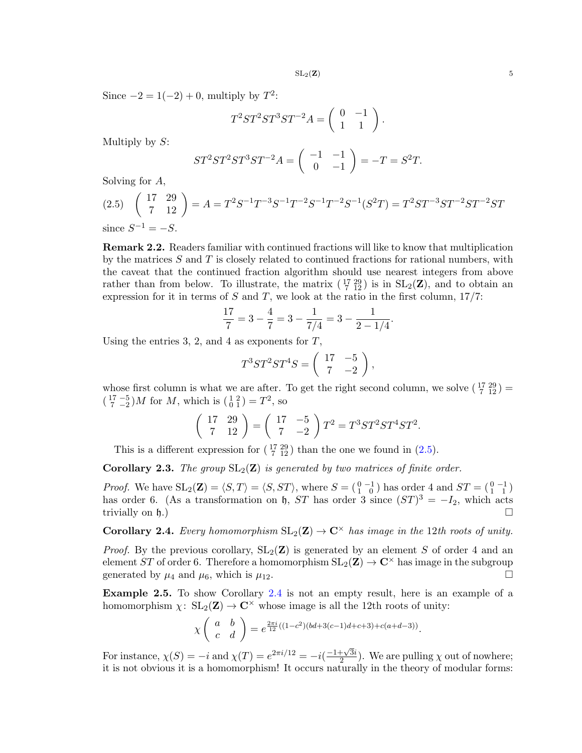Since $-2 = 1(-2) + 0$, multiply by $T^2$:

$$T^2ST^2ST^3ST^{-2}A = \begin{pmatrix} 0 & -1 \\ 1 & 1 \end{pmatrix}.$$

Multiply by $S$:

$$ST^2ST^2ST^3ST^{-2}A = \begin{pmatrix} -1 & -1 \\ 0 & -1 \end{pmatrix} = -T = S^2T.$$

Solving for $A$,

$$\begin{pmatrix} 17 & 29 \\ 7 & 12 \end{pmatrix} = A = T^2S^{-1}T^{-3}S^{-1}T^{-2}S^{-1}T^{-2}S^{-1}(S^2T) = T^2ST^{-3}ST^{-2}ST^{-2}ST \tag{2.5}$$

since $S^{-1} = -S$.

**Remark 2.2.** Readers familiar with continued fractions will like to know that multiplication by the matrices $S$ and $T$ is closely related to continued fractions for rational numbers, with the caveat that the continued fraction algorithm should use nearest integers from above rather than from below. To illustrate, the matrix $\left(\begin{smallmatrix} 17 & 29 \\ 7 & 12 \end{smallmatrix}\right)$ is in $\mathrm{SL}_2(\mathbf{Z})$, and to obtain an expression for it in terms of $S$ and $T$, we look at the ratio in the first column, $17/7$:

$$\frac{17}{7} = 3 - \frac{4}{7} = 3 - \frac{1}{7/4} = 3 - \frac{1}{2 - 1/4}.$$

Using the entries 3, 2, and 4 as exponents for $T$,

$$T^3ST^2ST^4S = \begin{pmatrix} 17 & -5 \\ 7 & -2 \end{pmatrix},$$

whose first column is what we are after. To get the right second column, we solve $\left(\begin{smallmatrix} 17 & 29 \\ 7 & 12 \end{smallmatrix}\right) = \left(\begin{smallmatrix} 17 & -5 \\ 7 & -2 \end{smallmatrix}\right)M$ for $M$, which is $\left(\begin{smallmatrix} 1 & 2 \\ 0 & 1 \end{smallmatrix}\right) = T^2$, so

$$\begin{pmatrix} 17 & 29 \\ 7 & 12 \end{pmatrix} = \begin{pmatrix} 17 & -5 \\ 7 & -2 \end{pmatrix} T^2 = T^3ST^2ST^4ST^2.$$

This is a different expression for $\left(\begin{smallmatrix} 17 & 29 \\ 7 & 12 \end{smallmatrix}\right)$ than the one we found in (2.5).

**Corollary 2.3.** *The group $\mathrm{SL}_2(\mathbf{Z})$ is generated by two matrices of finite order.*

*Proof.* We have $\mathrm{SL}_2(\mathbf{Z}) = \langle S, T\rangle = \langle S, ST\rangle$, where $S = \left(\begin{smallmatrix} 0 & -1 \\ 1 & 0 \end{smallmatrix}\right)$ has order 4 and $ST = \left(\begin{smallmatrix} 0 & -1 \\ 1 & 1 \end{smallmatrix}\right)$ has order 6. (As a transformation on $\mathfrak{h}$, $ST$ has order 3 since $(ST)^3 = -I_2$, which acts trivially on $\mathfrak{h}$.) □

**Corollary 2.4.** *Every homomorphism $\mathrm{SL}_2(\mathbf{Z}) \to \mathbf{C}^\times$ has image in the 12th roots of unity.*

*Proof.* By the previous corollary, $\mathrm{SL}_2(\mathbf{Z})$ is generated by an element $S$ of order 4 and an element $ST$ of order 6. Therefore a homomorphism $\mathrm{SL}_2(\mathbf{Z}) \to \mathbf{C}^\times$ has image in the subgroup generated by $\mu_4$ and $\mu_6$, which is $\mu_{12}$. □

**Example 2.5.** To show Corollary 2.4 is not an empty result, here is an example of a homomorphism $\chi \colon \mathrm{SL}_2(\mathbf{Z}) \to \mathbf{C}^\times$ whose image is all the 12th roots of unity:

$$\chi\begin{pmatrix} a & b \\ c & d \end{pmatrix} = e^{\frac{2\pi i}{12}((1-c^2)(bd+3(c-1)d+c+3)+c(a+d-3))}.$$

For instance, $\chi(S) = -i$ and $\chi(T) = e^{2\pi i/12} = -i(\frac{-1+\sqrt{3}i}{2})$. We are pulling $\chi$ out of nowhere; it is not obvious it is a homomorphism! It occurs naturally in the theory of modular forms: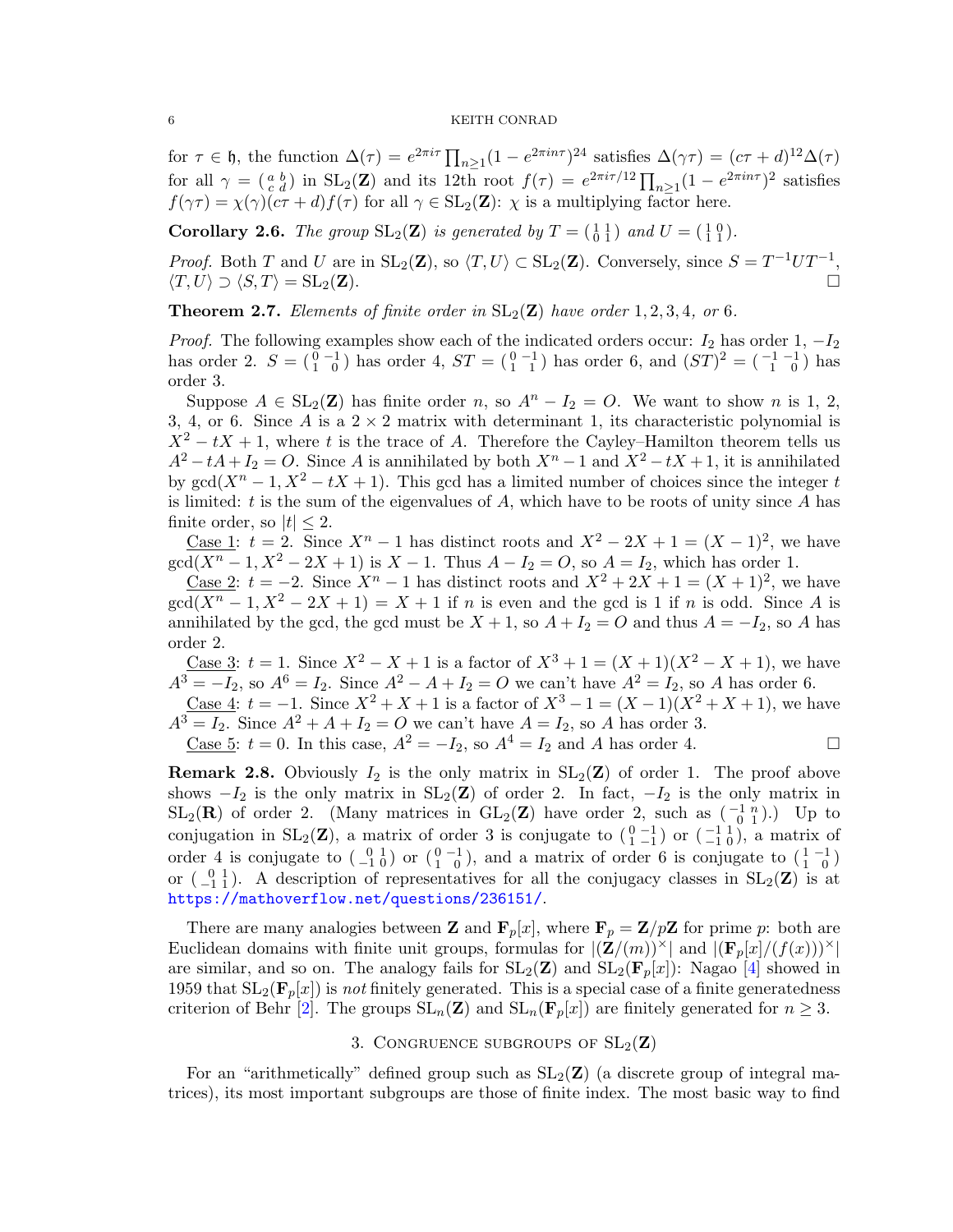for $\tau \in \mathfrak{h}$, the function $\Delta(\tau) = e^{2\pi i\tau}\prod_{n\geq 1}(1-e^{2\pi i n\tau})^{24}$ satisfies $\Delta(\gamma\tau) = (c\tau+d)^{12}\Delta(\tau)$ for all $\gamma = \left(\begin{smallmatrix} a & b \\ c & d \end{smallmatrix}\right)$ in $\mathrm{SL}_2(\mathbf{Z})$ and its 12th root $f(\tau) = e^{2\pi i\tau/12}\prod_{n\geq 1}(1-e^{2\pi i n\tau})^2$ satisfies $f(\gamma\tau) = \chi(\gamma)(c\tau+d)f(\tau)$ for all $\gamma \in \mathrm{SL}_2(\mathbf{Z})$: $\chi$ is a multiplying factor here.

**Corollary 2.6.** *The group $\mathrm{SL}_2(\mathbf{Z})$ is generated by $T = \left(\begin{smallmatrix} 1 & 1 \\ 0 & 1 \end{smallmatrix}\right)$ and $U = \left(\begin{smallmatrix} 1 & 0 \\ 1 & 1 \end{smallmatrix}\right)$.*

*Proof.* Both $T$ and $U$ are in $\mathrm{SL}_2(\mathbf{Z})$, so $\langle T, U\rangle \subset \mathrm{SL}_2(\mathbf{Z})$. Conversely, since $S = T^{-1}UT^{-1}$, $\langle T, U\rangle \supset \langle S, T\rangle = \mathrm{SL}_2(\mathbf{Z})$. $\square$

**Theorem 2.7.** *Elements of finite order in $\mathrm{SL}_2(\mathbf{Z})$ have order $1, 2, 3, 4,$ or $6$.*

*Proof.* The following examples show each of the indicated orders occur: $I_2$ has order 1, $-I_2$ has order 2. $S = \left(\begin{smallmatrix} 0 & -1 \\ 1 & 0 \end{smallmatrix}\right)$ has order 4, $ST = \left(\begin{smallmatrix} 0 & -1 \\ 1 & 1 \end{smallmatrix}\right)$ has order 6, and $(ST)^2 = \left(\begin{smallmatrix} -1 & -1 \\ 1 & 0 \end{smallmatrix}\right)$ has order 3.

Suppose $A \in \mathrm{SL}_2(\mathbf{Z})$ has finite order $n$, so $A^n - I_2 = O$. We want to show $n$ is 1, 2, 3, 4, or 6. Since $A$ is a $2\times 2$ matrix with determinant 1, its characteristic polynomial is $X^2 - tX + 1$, where $t$ is the trace of $A$. Therefore the Cayley–Hamilton theorem tells us $A^2 - tA + I_2 = O$. Since $A$ is annihilated by both $X^n - 1$ and $X^2 - tX + 1$, it is annihilated by $\gcd(X^n-1, X^2-tX+1)$. This gcd has a limited number of choices since the integer $t$ is limited: $t$ is the sum of the eigenvalues of $A$, which have to be roots of unity since $A$ has finite order, so $|t| \leq 2$.

<u>Case 1</u>: $t = 2$. Since $X^n - 1$ has distinct roots and $X^2 - 2X + 1 = (X-1)^2$, we have $\gcd(X^n-1, X^2-2X+1)$ is $X - 1$. Thus $A - I_2 = O$, so $A = I_2$, which has order 1.

<u>Case 2</u>: $t = -2$. Since $X^n - 1$ has distinct roots and $X^2 + 2X + 1 = (X+1)^2$, we have $\gcd(X^n-1, X^2-2X+1) = X + 1$ if $n$ is even and the gcd is 1 if $n$ is odd. Since $A$ is annihilated by the gcd, the gcd must be $X + 1$, so $A + I_2 = O$ and thus $A = -I_2$, so $A$ has order 2.

<u>Case 3</u>: $t = 1$. Since $X^2 - X + 1$ is a factor of $X^3 + 1 = (X+1)(X^2-X+1)$, we have $A^3 = -I_2$, so $A^6 = I_2$. Since $A^2 - A + I_2 = O$ we can't have $A^2 = I_2$, so $A$ has order 6.

<u>Case 4</u>: $t = -1$. Since $X^2 + X + 1$ is a factor of $X^3 - 1 = (X-1)(X^2+X+1)$, we have $A^3 = I_2$. Since $A^2 + A + I_2 = O$ we can't have $A = I_2$, so $A$ has order 3.

<u>Case 5</u>: $t = 0$. In this case, $A^2 = -I_2$, so $A^4 = I_2$ and $A$ has order 4. $\square$

**Remark 2.8.** Obviously $I_2$ is the only matrix in $\mathrm{SL}_2(\mathbf{Z})$ of order 1. The proof above shows $-I_2$ is the only matrix in $\mathrm{SL}_2(\mathbf{Z})$ of order 2. In fact, $-I_2$ is the only matrix in $\mathrm{SL}_2(\mathbf{R})$ of order 2. (Many matrices in $\mathrm{GL}_2(\mathbf{Z})$ have order 2, such as $\left(\begin{smallmatrix} -1 & n \\ 0 & 1 \end{smallmatrix}\right)$.) Up to conjugation in $\mathrm{SL}_2(\mathbf{Z})$, a matrix of order 3 is conjugate to $\left(\begin{smallmatrix} 0 & -1 \\ 1 & -1 \end{smallmatrix}\right)$ or $\left(\begin{smallmatrix} -1 & 1 \\ -1 & 0 \end{smallmatrix}\right)$, a matrix of order 4 is conjugate to $\left(\begin{smallmatrix} 0 & 1 \\ -1 & 0 \end{smallmatrix}\right)$ or $\left(\begin{smallmatrix} 0 & -1 \\ 1 & 0 \end{smallmatrix}\right)$, and a matrix of order 6 is conjugate to $\left(\begin{smallmatrix} 1 & -1 \\ 1 & 0 \end{smallmatrix}\right)$ or $\left(\begin{smallmatrix} 0 & 1 \\ -1 & 1 \end{smallmatrix}\right)$. A description of representatives for all the conjugacy classes in $\mathrm{SL}_2(\mathbf{Z})$ is at https://mathoverflow.net/questions/236151/.

There are many analogies between $\mathbf{Z}$ and $\mathbf{F}_p[x]$, where $\mathbf{F}_p = \mathbf{Z}/p\mathbf{Z}$ for prime $p$: both are Euclidean domains with finite unit groups, formulas for $|(\mathbf{Z}/(m))^\times|$ and $|(\mathbf{F}_p[x]/(f(x)))^\times|$ are similar, and so on. The analogy fails for $\mathrm{SL}_2(\mathbf{Z})$ and $\mathrm{SL}_2(\mathbf{F}_p[x])$: Nagao [4] showed in 1959 that $\mathrm{SL}_2(\mathbf{F}_p[x])$ is *not* finitely generated. This is a special case of a finite generatedness criterion of Behr [2]. The groups $\mathrm{SL}_n(\mathbf{Z})$ and $\mathrm{SL}_n(\mathbf{F}_p[x])$ are finitely generated for $n \geq 3$.

## 3. Congruence subgroups of $\mathrm{SL}_2(\mathbf{Z})$

For an "arithmetically" defined group such as $\mathrm{SL}_2(\mathbf{Z})$ (a discrete group of integral matrices), its most important subgroups are those of finite index. The most basic way to find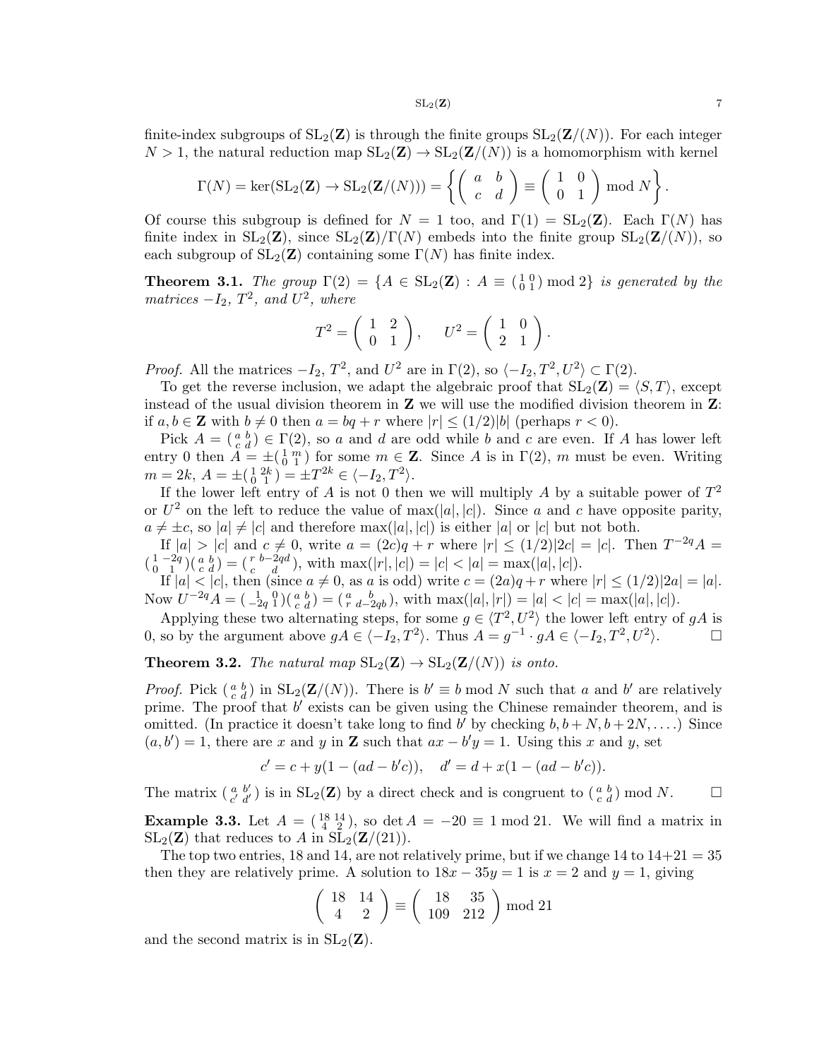finite-index subgroups of $\mathrm{SL}_2(\mathbf{Z})$ is through the finite groups $\mathrm{SL}_2(\mathbf{Z}/(N))$. For each integer $N > 1$, the natural reduction map $\mathrm{SL}_2(\mathbf{Z}) \to \mathrm{SL}_2(\mathbf{Z}/(N))$ is a homomorphism with kernel

$$\Gamma(N) = \ker(\mathrm{SL}_2(\mathbf{Z}) \to \mathrm{SL}_2(\mathbf{Z}/(N))) = \left\{ \begin{pmatrix} a & b \\ c & d \end{pmatrix} \equiv \begin{pmatrix} 1 & 0 \\ 0 & 1 \end{pmatrix} \bmod N \right\}.$$

Of course this subgroup is defined for $N = 1$ too, and $\Gamma(1) = \mathrm{SL}_2(\mathbf{Z})$. Each $\Gamma(N)$ has finite index in $\mathrm{SL}_2(\mathbf{Z})$, since $\mathrm{SL}_2(\mathbf{Z})/\Gamma(N)$ embeds into the finite group $\mathrm{SL}_2(\mathbf{Z}/(N))$, so each subgroup of $\mathrm{SL}_2(\mathbf{Z})$ containing some $\Gamma(N)$ has finite index.

**Theorem 3.1.** *The group $\Gamma(2) = \{A \in \mathrm{SL}_2(\mathbf{Z}) : A \equiv \left(\begin{smallmatrix} 1 & 0 \\ 0 & 1 \end{smallmatrix}\right) \bmod 2\}$ is generated by the matrices $-I_2$, $T^2$, and $U^2$, where*

$$T^2 = \begin{pmatrix} 1 & 2 \\ 0 & 1 \end{pmatrix}, \quad U^2 = \begin{pmatrix} 1 & 0 \\ 2 & 1 \end{pmatrix}.$$

*Proof.* All the matrices $-I_2$, $T^2$, and $U^2$ are in $\Gamma(2)$, so $\langle -I_2, T^2, U^2 \rangle \subset \Gamma(2)$.

To get the reverse inclusion, we adapt the algebraic proof that $\mathrm{SL}_2(\mathbf{Z}) = \langle S, T \rangle$, except instead of the usual division theorem in $\mathbf{Z}$ we will use the modified division theorem in $\mathbf{Z}$: if $a, b \in \mathbf{Z}$ with $b \neq 0$ then $a = bq + r$ where $|r| \leq (1/2)|b|$ (perhaps $r < 0$).

Pick $A = \left(\begin{smallmatrix} a & b \\ c & d \end{smallmatrix}\right) \in \Gamma(2)$, so $a$ and $d$ are odd while $b$ and $c$ are even. If $A$ has lower left entry 0 then $A = \pm\left(\begin{smallmatrix} 1 & m \\ 0 & 1 \end{smallmatrix}\right)$ for some $m \in \mathbf{Z}$. Since $A$ is in $\Gamma(2)$, $m$ must be even. Writing $m = 2k$, $A = \pm\left(\begin{smallmatrix} 1 & 2k \\ 0 & 1 \end{smallmatrix}\right) = \pm T^{2k} \in \langle -I_2, T^2 \rangle$.

If the lower left entry of $A$ is not 0 then we will multiply $A$ by a suitable power of $T^2$ or $U^2$ on the left to reduce the value of $\max(|a|, |c|)$. Since $a$ and $c$ have opposite parity, $a \neq \pm c$, so $|a| \neq |c|$ and therefore $\max(|a|, |c|)$ is either $|a|$ or $|c|$ but not both.

If $|a| > |c|$ and $c \neq 0$, write $a = (2c)q + r$ where $|r| \leq (1/2)|2c| = |c|$. Then $T^{-2q}A = \left(\begin{smallmatrix} 1 & -2q \\ 0 & 1 \end{smallmatrix}\right)\left(\begin{smallmatrix} a & b \\ c & d \end{smallmatrix}\right) = \left(\begin{smallmatrix} r & b-2qd \\ c & d \end{smallmatrix}\right)$, with $\max(|r|, |c|) = |c| < |a| = \max(|a|, |c|)$.

If $|a| < |c|$, then (since $a \neq 0$, as $a$ is odd) write $c = (2a)q + r$ where $|r| \leq (1/2)|2a| = |a|$. Now $U^{-2q}A = \left(\begin{smallmatrix} 1 & 0 \\ -2q & 1 \end{smallmatrix}\right)\left(\begin{smallmatrix} a & b \\ c & d \end{smallmatrix}\right) = \left(\begin{smallmatrix} a & b \\ r & d-2qb \end{smallmatrix}\right)$, with $\max(|a|, |r|) = |a| < |c| = \max(|a|, |c|)$.

Applying these two alternating steps, for some $g \in \langle T^2, U^2 \rangle$ the lower left entry of $gA$ is 0, so by the argument above $gA \in \langle -I_2, T^2 \rangle$. Thus $A = g^{-1} \cdot gA \in \langle -I_2, T^2, U^2 \rangle$. □

**Theorem 3.2.** *The natural map $\mathrm{SL}_2(\mathbf{Z}) \to \mathrm{SL}_2(\mathbf{Z}/(N))$ is onto.*

*Proof.* Pick $\left(\begin{smallmatrix} a & b \\ c & d \end{smallmatrix}\right)$ in $\mathrm{SL}_2(\mathbf{Z}/(N))$. There is $b' \equiv b \bmod N$ such that $a$ and $b'$ are relatively prime. The proof that $b'$ exists can be given using the Chinese remainder theorem, and is omitted. (In practice it doesn't take long to find $b'$ by checking $b, b+N, b+2N, \ldots$.) Since $(a, b') = 1$, there are $x$ and $y$ in $\mathbf{Z}$ such that $ax - b'y = 1$. Using this $x$ and $y$, set

$$c' = c + y(1 - (ad - b'c)), \quad d' = d + x(1 - (ad - b'c)).$$

The matrix $\left(\begin{smallmatrix} a & b' \\ c' & d' \end{smallmatrix}\right)$ is in $\mathrm{SL}_2(\mathbf{Z})$ by a direct check and is congruent to $\left(\begin{smallmatrix} a & b \\ c & d \end{smallmatrix}\right) \bmod N$. □

**Example 3.3.** Let $A = \left(\begin{smallmatrix} 18 & 14 \\ 4 & 2 \end{smallmatrix}\right)$, so $\det A = -20 \equiv 1 \bmod 21$. We will find a matrix in $\mathrm{SL}_2(\mathbf{Z})$ that reduces to $A$ in $\mathrm{SL}_2(\mathbf{Z}/(21))$.

The top two entries, 18 and 14, are not relatively prime, but if we change 14 to $14+21 = 35$ then they are relatively prime. A solution to $18x - 35y = 1$ is $x = 2$ and $y = 1$, giving

$$\begin{pmatrix} 18 & 14 \\ 4 & 2 \end{pmatrix} \equiv \begin{pmatrix} 18 & 35 \\ 109 & 212 \end{pmatrix} \bmod 21$$

and the second matrix is in $\mathrm{SL}_2(\mathbf{Z})$.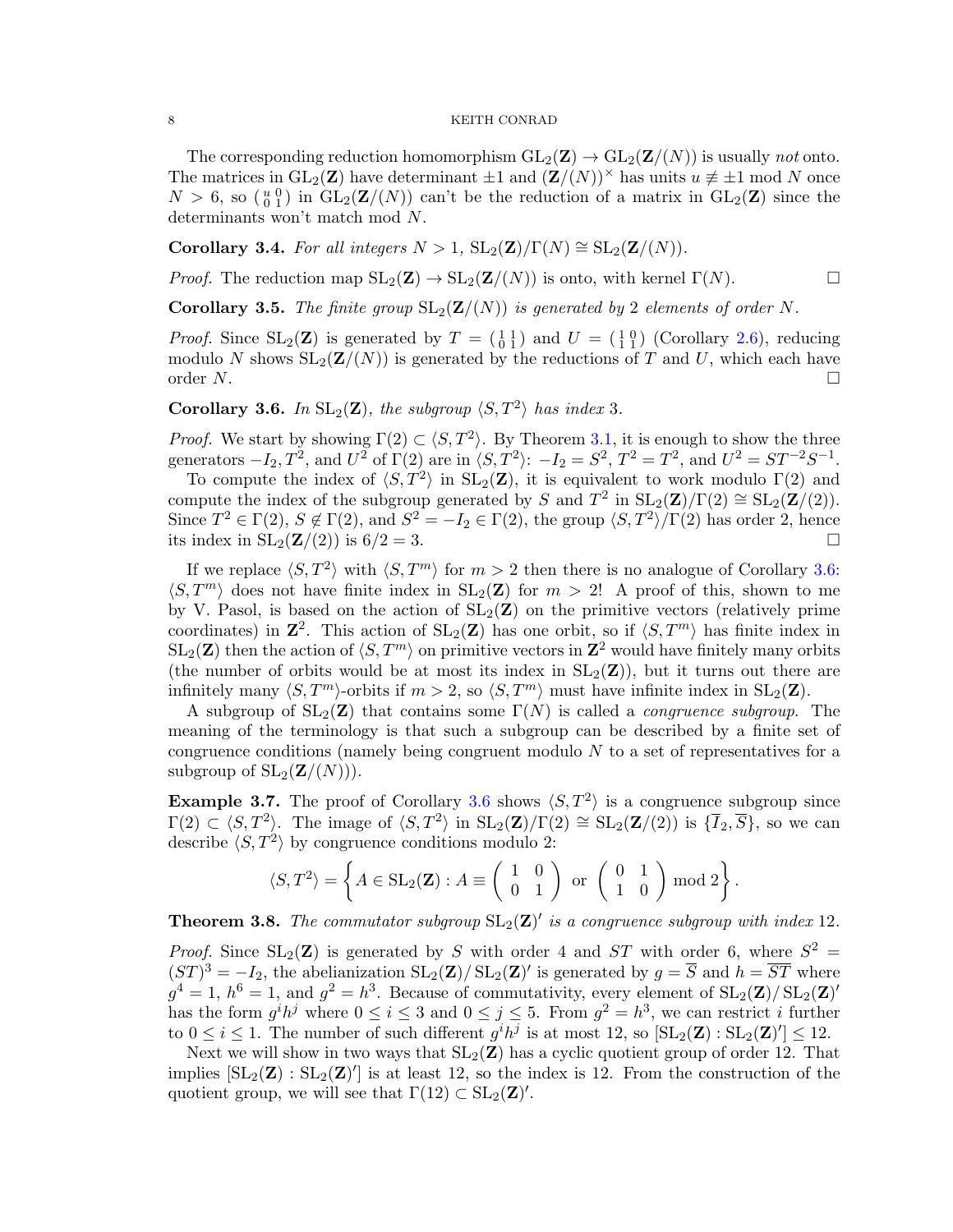The corresponding reduction homomorphism $\mathrm{GL}_2(\mathbf{Z}) \to \mathrm{GL}_2(\mathbf{Z}/(N))$ is usually *not* onto. The matrices in $\mathrm{GL}_2(\mathbf{Z})$ have determinant $\pm 1$ and $(\mathbf{Z}/(N))^\times$ has units $u \not\equiv \pm 1 \bmod N$ once $N > 6$, so $\left(\begin{smallmatrix} u & 0 \\ 0 & 1 \end{smallmatrix}\right)$ in $\mathrm{GL}_2(\mathbf{Z}/(N))$ can't be the reduction of a matrix in $\mathrm{GL}_2(\mathbf{Z})$ since the determinants won't match mod $N$.

**Corollary 3.4.** *For all integers $N > 1$, $\mathrm{SL}_2(\mathbf{Z})/\Gamma(N) \cong \mathrm{SL}_2(\mathbf{Z}/(N))$.*

*Proof.* The reduction map $\mathrm{SL}_2(\mathbf{Z}) \to \mathrm{SL}_2(\mathbf{Z}/(N))$ is onto, with kernel $\Gamma(N)$. □

**Corollary 3.5.** *The finite group $\mathrm{SL}_2(\mathbf{Z}/(N))$ is generated by 2 elements of order $N$.*

*Proof.* Since $\mathrm{SL}_2(\mathbf{Z})$ is generated by $T = \left(\begin{smallmatrix} 1 & 1 \\ 0 & 1 \end{smallmatrix}\right)$ and $U = \left(\begin{smallmatrix} 1 & 0 \\ 1 & 1 \end{smallmatrix}\right)$ (Corollary 2.6), reducing modulo $N$ shows $\mathrm{SL}_2(\mathbf{Z}/(N))$ is generated by the reductions of $T$ and $U$, which each have order $N$. □

**Corollary 3.6.** *In $\mathrm{SL}_2(\mathbf{Z})$, the subgroup $\langle S, T^2 \rangle$ has index 3.*

*Proof.* We start by showing $\Gamma(2) \subset \langle S, T^2 \rangle$. By Theorem 3.1, it is enough to show the three generators $-I_2, T^2$, and $U^2$ of $\Gamma(2)$ are in $\langle S, T^2 \rangle$: $-I_2 = S^2$, $T^2 = T^2$, and $U^2 = ST^{-2}S^{-1}$.

To compute the index of $\langle S, T^2 \rangle$ in $\mathrm{SL}_2(\mathbf{Z})$, it is equivalent to work modulo $\Gamma(2)$ and compute the index of the subgroup generated by $S$ and $T^2$ in $\mathrm{SL}_2(\mathbf{Z})/\Gamma(2) \cong \mathrm{SL}_2(\mathbf{Z}/(2))$. Since $T^2 \in \Gamma(2)$, $S \notin \Gamma(2)$, and $S^2 = -I_2 \in \Gamma(2)$, the group $\langle S, T^2 \rangle/\Gamma(2)$ has order 2, hence its index in $\mathrm{SL}_2(\mathbf{Z}/(2))$ is $6/2 = 3$. □

If we replace $\langle S, T^2 \rangle$ with $\langle S, T^m \rangle$ for $m > 2$ then there is no analogue of Corollary 3.6: $\langle S, T^m \rangle$ does not have finite index in $\mathrm{SL}_2(\mathbf{Z})$ for $m > 2$! A proof of this, shown to me by V. Pasol, is based on the action of $\mathrm{SL}_2(\mathbf{Z})$ on the primitive vectors (relatively prime coordinates) in $\mathbf{Z}^2$. This action of $\mathrm{SL}_2(\mathbf{Z})$ has one orbit, so if $\langle S, T^m \rangle$ has finite index in $\mathrm{SL}_2(\mathbf{Z})$ then the action of $\langle S, T^m \rangle$ on primitive vectors in $\mathbf{Z}^2$ would have finitely many orbits (the number of orbits would be at most its index in $\mathrm{SL}_2(\mathbf{Z})$), but it turns out there are infinitely many $\langle S, T^m \rangle$-orbits if $m > 2$, so $\langle S, T^m \rangle$ must have infinite index in $\mathrm{SL}_2(\mathbf{Z})$.

A subgroup of $\mathrm{SL}_2(\mathbf{Z})$ that contains some $\Gamma(N)$ is called a *congruence subgroup*. The meaning of the terminology is that such a subgroup can be described by a finite set of congruence conditions (namely being congruent modulo $N$ to a set of representatives for a subgroup of $\mathrm{SL}_2(\mathbf{Z}/(N))$).

**Example 3.7.** The proof of Corollary 3.6 shows $\langle S, T^2 \rangle$ is a congruence subgroup since $\Gamma(2) \subset \langle S, T^2 \rangle$. The image of $\langle S, T^2 \rangle$ in $\mathrm{SL}_2(\mathbf{Z})/\Gamma(2) \cong \mathrm{SL}_2(\mathbf{Z}/(2))$ is $\{\overline{I}_2, \overline{S}\}$, so we can describe $\langle S, T^2 \rangle$ by congruence conditions modulo 2:

$$\langle S, T^2 \rangle = \left\{ A \in \mathrm{SL}_2(\mathbf{Z}) : A \equiv \begin{pmatrix} 1 & 0 \\ 0 & 1 \end{pmatrix} \text{ or } \begin{pmatrix} 0 & 1 \\ 1 & 0 \end{pmatrix} \bmod 2 \right\}.$$

**Theorem 3.8.** *The commutator subgroup $\mathrm{SL}_2(\mathbf{Z})'$ is a congruence subgroup with index 12.*

*Proof.* Since $\mathrm{SL}_2(\mathbf{Z})$ is generated by $S$ with order 4 and $ST$ with order 6, where $S^2 = (ST)^3 = -I_2$, the abelianization $\mathrm{SL}_2(\mathbf{Z})/\mathrm{SL}_2(\mathbf{Z})'$ is generated by $g = \overline{S}$ and $h = \overline{ST}$ where $g^4 = 1$, $h^6 = 1$, and $g^2 = h^3$. Because of commutativity, every element of $\mathrm{SL}_2(\mathbf{Z})/\mathrm{SL}_2(\mathbf{Z})'$ has the form $g^i h^j$ where $0 \le i \le 3$ and $0 \le j \le 5$. From $g^2 = h^3$, we can restrict $i$ further to $0 \le i \le 1$. The number of such different $g^i h^j$ is at most 12, so $[\mathrm{SL}_2(\mathbf{Z}) : \mathrm{SL}_2(\mathbf{Z})'] \le 12$.

Next we will show in two ways that $\mathrm{SL}_2(\mathbf{Z})$ has a cyclic quotient group of order 12. That implies $[\mathrm{SL}_2(\mathbf{Z}) : \mathrm{SL}_2(\mathbf{Z})']$ is at least 12, so the index is 12. From the construction of the quotient group, we will see that $\Gamma(12) \subset \mathrm{SL}_2(\mathbf{Z})'$.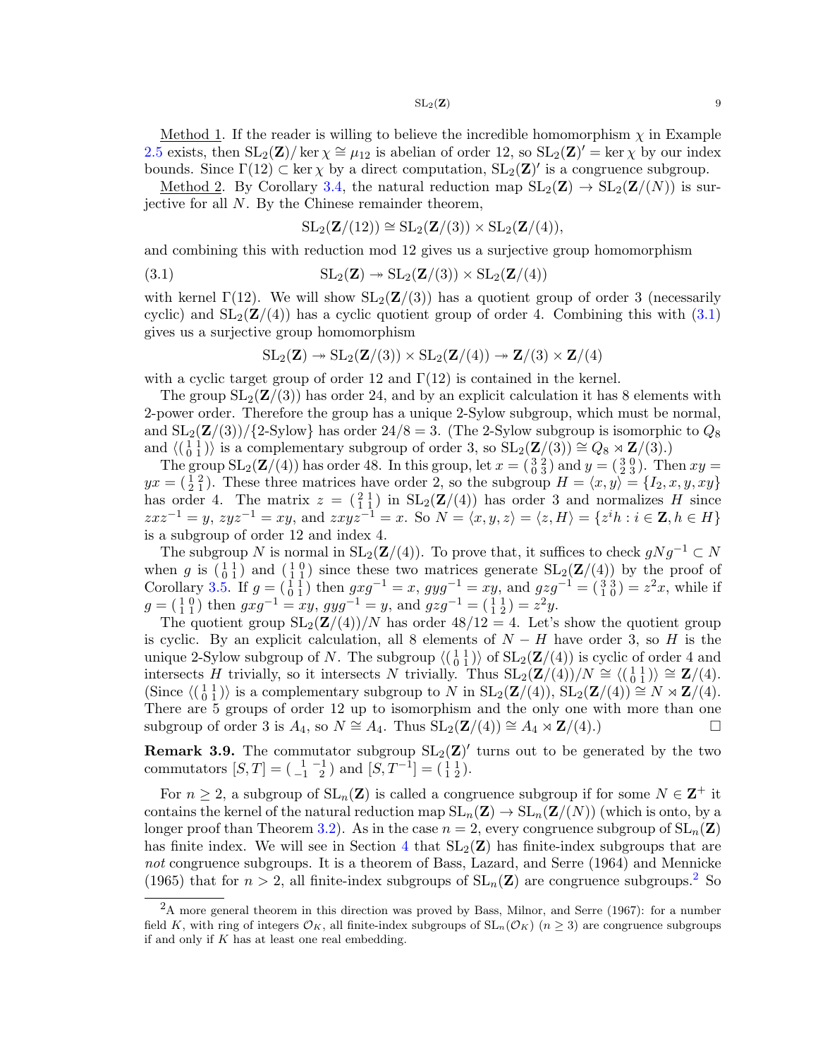Method 1. If the reader is willing to believe the incredible homomorphism $\chi$ in Example 2.5 exists, then $\mathrm{SL}_2(\mathbf{Z})/\ker\chi \cong \mu_{12}$ is abelian of order 12, so $\mathrm{SL}_2(\mathbf{Z})' = \ker\chi$ by our index bounds. Since $\Gamma(12) \subset \ker\chi$ by a direct computation, $\mathrm{SL}_2(\mathbf{Z})'$ is a congruence subgroup.

Method 2. By Corollary 3.4, the natural reduction map $\mathrm{SL}_2(\mathbf{Z}) \to \mathrm{SL}_2(\mathbf{Z}/(N))$ is surjective for all $N$. By the Chinese remainder theorem,

$$\mathrm{SL}_2(\mathbf{Z}/(12)) \cong \mathrm{SL}_2(\mathbf{Z}/(3)) \times \mathrm{SL}_2(\mathbf{Z}/(4)),$$

and combining this with reduction mod 12 gives us a surjective group homomorphism

$$\mathrm{SL}_2(\mathbf{Z}) \twoheadrightarrow \mathrm{SL}_2(\mathbf{Z}/(3)) \times \mathrm{SL}_2(\mathbf{Z}/(4)) \tag{3.1}$$

with kernel $\Gamma(12)$. We will show $\mathrm{SL}_2(\mathbf{Z}/(3))$ has a quotient group of order 3 (necessarily cyclic) and $\mathrm{SL}_2(\mathbf{Z}/(4))$ has a cyclic quotient group of order 4. Combining this with (3.1) gives us a surjective group homomorphism

$$\mathrm{SL}_2(\mathbf{Z}) \twoheadrightarrow \mathrm{SL}_2(\mathbf{Z}/(3)) \times \mathrm{SL}_2(\mathbf{Z}/(4)) \twoheadrightarrow \mathbf{Z}/(3) \times \mathbf{Z}/(4)$$

with a cyclic target group of order 12 and $\Gamma(12)$ is contained in the kernel.

The group $\mathrm{SL}_2(\mathbf{Z}/(3))$ has order 24, and by an explicit calculation it has 8 elements with 2-power order. Therefore the group has a unique 2-Sylow subgroup, which must be normal, and $\mathrm{SL}_2(\mathbf{Z}/(3))/\{2\text{-Sylow}\}$ has order $24/8 = 3$. (The 2-Sylow subgroup is isomorphic to $Q_8$ and $\langle(\begin{smallmatrix}1&1\\0&1\end{smallmatrix})\rangle$ is a complementary subgroup of order 3, so $\mathrm{SL}_2(\mathbf{Z}/(3)) \cong Q_8 \rtimes \mathbf{Z}/(3)$.)

The group $\mathrm{SL}_2(\mathbf{Z}/(4))$ has order 48. In this group, let $x = (\begin{smallmatrix}3&2\\0&3\end{smallmatrix})$ and $y = (\begin{smallmatrix}3&0\\2&3\end{smallmatrix})$. Then $xy = yx = (\begin{smallmatrix}1&2\\2&1\end{smallmatrix})$. These three matrices have order 2, so the subgroup $H = \langle x, y\rangle = \{I_2, x, y, xy\}$ has order 4. The matrix $z = (\begin{smallmatrix}2&1\\1&1\end{smallmatrix})$ in $\mathrm{SL}_2(\mathbf{Z}/(4))$ has order 3 and normalizes $H$ since $zxz^{-1} = y$, $zyz^{-1} = xy$, and $zxyz^{-1} = x$. So $N = \langle x, y, z\rangle = \langle z, H\rangle = \{z^ih : i \in \mathbf{Z}, h \in H\}$ is a subgroup of order 12 and index 4.

The subgroup $N$ is normal in $\mathrm{SL}_2(\mathbf{Z}/(4))$. To prove that, it suffices to check $gNg^{-1} \subset N$ when $g$ is $(\begin{smallmatrix}1&1\\0&1\end{smallmatrix})$ and $(\begin{smallmatrix}1&0\\1&1\end{smallmatrix})$ since these two matrices generate $\mathrm{SL}_2(\mathbf{Z}/(4))$ by the proof of Corollary 3.5. If $g = (\begin{smallmatrix}1&1\\0&1\end{smallmatrix})$ then $gxg^{-1} = x$, $gyg^{-1} = xy$, and $gzg^{-1} = (\begin{smallmatrix}3&3\\1&0\end{smallmatrix}) = z^2x$, while if $g = (\begin{smallmatrix}1&0\\1&1\end{smallmatrix})$ then $gxg^{-1} = xy$, $gyg^{-1} = y$, and $gzg^{-1} = (\begin{smallmatrix}1&1\\1&2\end{smallmatrix}) = z^2y$.

The quotient group $\mathrm{SL}_2(\mathbf{Z}/(4))/N$ has order $48/12 = 4$. Let's show the quotient group is cyclic. By an explicit calculation, all 8 elements of $N - H$ have order 3, so $H$ is the unique 2-Sylow subgroup of $N$. The subgroup $\langle(\begin{smallmatrix}1&1\\0&1\end{smallmatrix})\rangle$ of $\mathrm{SL}_2(\mathbf{Z}/(4))$ is cyclic of order 4 and intersects $H$ trivially, so it intersects $N$ trivially. Thus $\mathrm{SL}_2(\mathbf{Z}/(4))/N \cong \langle(\begin{smallmatrix}1&1\\0&1\end{smallmatrix})\rangle \cong \mathbf{Z}/(4)$. (Since $\langle(\begin{smallmatrix}1&1\\0&1\end{smallmatrix})\rangle$ is a complementary subgroup to $N$ in $\mathrm{SL}_2(\mathbf{Z}/(4))$, $\mathrm{SL}_2(\mathbf{Z}/(4)) \cong N \rtimes \mathbf{Z}/(4)$. There are 5 groups of order 12 up to isomorphism and the only one with more than one subgroup of order 3 is $A_4$, so $N \cong A_4$. Thus $\mathrm{SL}_2(\mathbf{Z}/(4)) \cong A_4 \rtimes \mathbf{Z}/(4)$.) $\square$

**Remark 3.9.** The commutator subgroup $\mathrm{SL}_2(\mathbf{Z})'$ turns out to be generated by the two commutators $[S, T] = (\begin{smallmatrix}1&-1\\-1&2\end{smallmatrix})$ and $[S, T^{-1}] = (\begin{smallmatrix}1&1\\1&2\end{smallmatrix})$.

For $n \geq 2$, a subgroup of $\mathrm{SL}_n(\mathbf{Z})$ is called a congruence subgroup if for some $N \in \mathbf{Z}^+$ it contains the kernel of the natural reduction map $\mathrm{SL}_n(\mathbf{Z}) \to \mathrm{SL}_n(\mathbf{Z}/(N))$ (which is onto, by a longer proof than Theorem 3.2). As in the case $n = 2$, every congruence subgroup of $\mathrm{SL}_n(\mathbf{Z})$ has finite index. We will see in Section 4 that $\mathrm{SL}_2(\mathbf{Z})$ has finite-index subgroups that are *not* congruence subgroups. It is a theorem of Bass, Lazard, and Serre (1964) and Mennicke (1965) that for $n > 2$, all finite-index subgroups of $\mathrm{SL}_n(\mathbf{Z})$ are congruence subgroups.[2] So

[2]A more general theorem in this direction was proved by Bass, Milnor, and Serre (1967): for a number field $K$, with ring of integers $\mathcal{O}_K$, all finite-index subgroups of $\mathrm{SL}_n(\mathcal{O}_K)$ ($n \geq 3$) are congruence subgroups if and only if $K$ has at least one real embedding.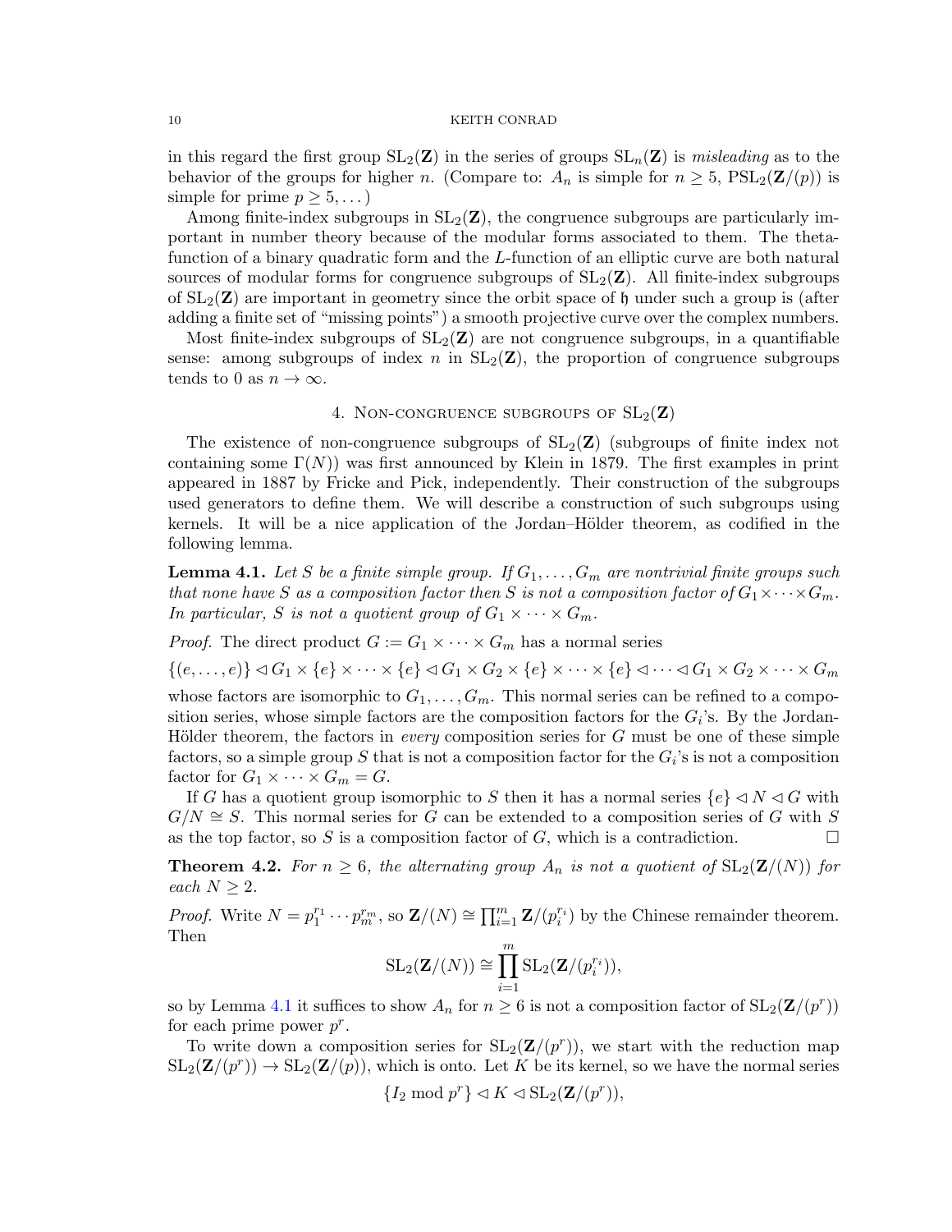in this regard the first group $\mathrm{SL}_2(\mathbf{Z})$ in the series of groups $\mathrm{SL}_n(\mathbf{Z})$ is *misleading* as to the behavior of the groups for higher $n$. (Compare to: $A_n$ is simple for $n \geq 5$, $\mathrm{PSL}_2(\mathbf{Z}/(p))$ is simple for prime $p \geq 5, \dots$)

Among finite-index subgroups in $\mathrm{SL}_2(\mathbf{Z})$, the congruence subgroups are particularly important in number theory because of the modular forms associated to them. The theta-function of a binary quadratic form and the $L$-function of an elliptic curve are both natural sources of modular forms for congruence subgroups of $\mathrm{SL}_2(\mathbf{Z})$. All finite-index subgroups of $\mathrm{SL}_2(\mathbf{Z})$ are important in geometry since the orbit space of $\mathfrak{h}$ under such a group is (after adding a finite set of "missing points") a smooth projective curve over the complex numbers.

Most finite-index subgroups of $\mathrm{SL}_2(\mathbf{Z})$ are not congruence subgroups, in a quantifiable sense: among subgroups of index $n$ in $\mathrm{SL}_2(\mathbf{Z})$, the proportion of congruence subgroups tends to 0 as $n \to \infty$.

## 4. Non-congruence subgroups of $\mathrm{SL}_2(\mathbf{Z})$

The existence of non-congruence subgroups of $\mathrm{SL}_2(\mathbf{Z})$ (subgroups of finite index not containing some $\Gamma(N)$) was first announced by Klein in 1879. The first examples in print appeared in 1887 by Fricke and Pick, independently. Their construction of the subgroups used generators to define them. We will describe a construction of such subgroups using kernels. It will be a nice application of the Jordan–Hölder theorem, as codified in the following lemma.

**Lemma 4.1.** *Let $S$ be a finite simple group. If $G_1, \dots, G_m$ are nontrivial finite groups such that none have $S$ as a composition factor then $S$ is not a composition factor of $G_1 \times \cdots \times G_m$. In particular, $S$ is not a quotient group of $G_1 \times \cdots \times G_m$.*

*Proof.* The direct product $G := G_1 \times \cdots \times G_m$ has a normal series

$$\{(e, \dots, e)\} \lhd G_1 \times \{e\} \times \cdots \times \{e\} \lhd G_1 \times G_2 \times \{e\} \times \cdots \times \{e\} \lhd \cdots \lhd G_1 \times G_2 \times \cdots \times G_m$$

whose factors are isomorphic to $G_1, \dots, G_m$. This normal series can be refined to a composition series, whose simple factors are the composition factors for the $G_i$'s. By the Jordan-Hölder theorem, the factors in *every* composition series for $G$ must be one of these simple factors, so a simple group $S$ that is not a composition factor for the $G_i$'s is not a composition factor for $G_1 \times \cdots \times G_m = G$.

If $G$ has a quotient group isomorphic to $S$ then it has a normal series $\{e\} \lhd N \lhd G$ with $G/N \cong S$. This normal series for $G$ can be extended to a composition series of $G$ with $S$ as the top factor, so $S$ is a composition factor of $G$, which is a contradiction. $\square$

**Theorem 4.2.** *For $n \geq 6$, the alternating group $A_n$ is not a quotient of $\mathrm{SL}_2(\mathbf{Z}/(N))$ for each $N \geq 2$.*

*Proof.* Write $N = p_1^{r_1} \cdots p_m^{r_m}$, so $\mathbf{Z}/(N) \cong \prod_{i=1}^m \mathbf{Z}/(p_i^{r_i})$ by the Chinese remainder theorem. Then

$$\mathrm{SL}_2(\mathbf{Z}/(N)) \cong \prod_{i=1}^{m} \mathrm{SL}_2(\mathbf{Z}/(p_i^{r_i})),$$

so by Lemma 4.1 it suffices to show $A_n$ for $n \geq 6$ is not a composition factor of $\mathrm{SL}_2(\mathbf{Z}/(p^r))$ for each prime power $p^r$.

To write down a composition series for $\mathrm{SL}_2(\mathbf{Z}/(p^r))$, we start with the reduction map $\mathrm{SL}_2(\mathbf{Z}/(p^r)) \to \mathrm{SL}_2(\mathbf{Z}/(p))$, which is onto. Let $K$ be its kernel, so we have the normal series

$$\{I_2 \bmod p^r\} \lhd K \lhd \mathrm{SL}_2(\mathbf{Z}/(p^r)),$$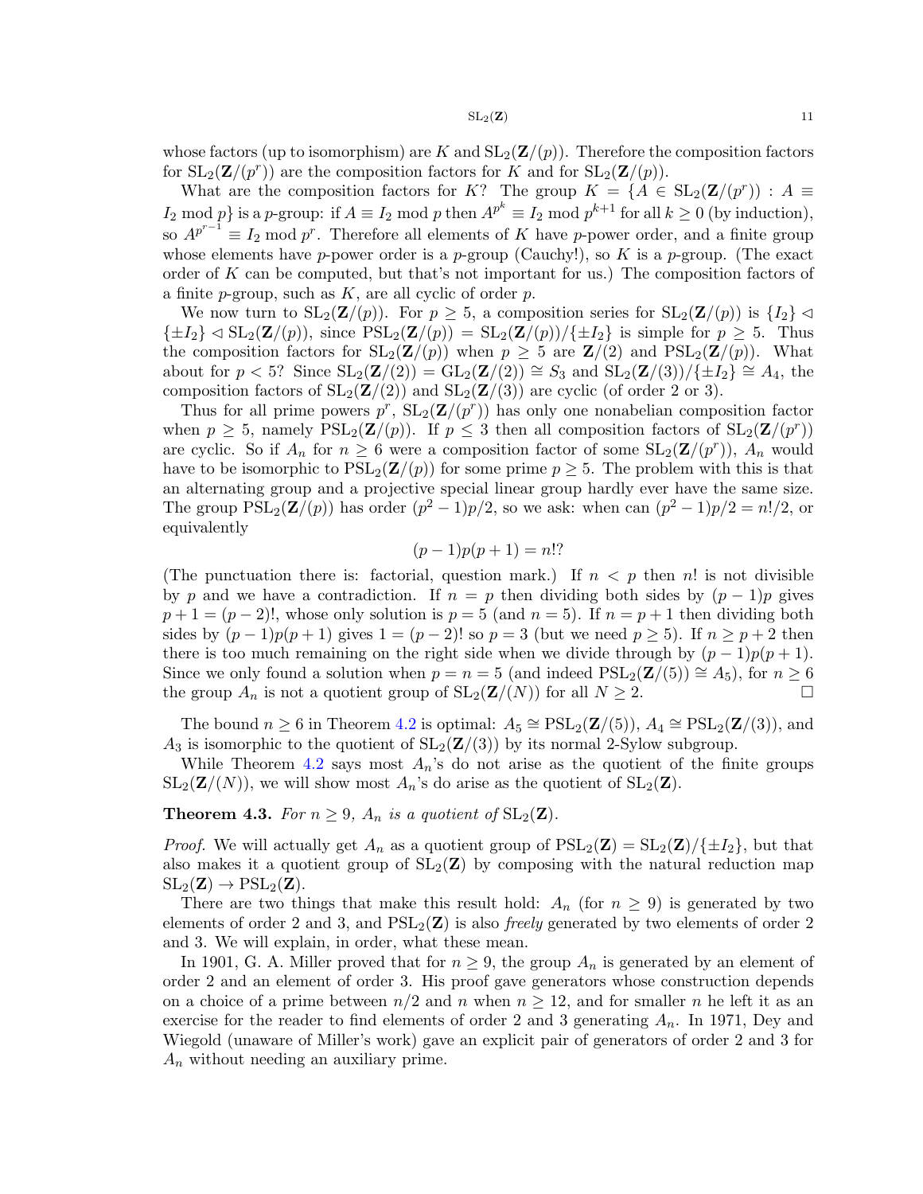whose factors (up to isomorphism) are $K$ and $\mathrm{SL}_2(\mathbf{Z}/(p))$. Therefore the composition factors for $\mathrm{SL}_2(\mathbf{Z}/(p^r))$ are the composition factors for $K$ and for $\mathrm{SL}_2(\mathbf{Z}/(p))$.

What are the composition factors for $K$? The group $K = \{A \in \mathrm{SL}_2(\mathbf{Z}/(p^r)) : A \equiv I_2 \bmod p\}$ is a $p$-group: if $A \equiv I_2 \bmod p$ then $A^{p^k} \equiv I_2 \bmod p^{k+1}$ for all $k \geq 0$ (by induction), so $A^{p^{r-1}} \equiv I_2 \bmod p^r$. Therefore all elements of $K$ have $p$-power order, and a finite group whose elements have $p$-power order is a $p$-group (Cauchy!), so $K$ is a $p$-group. (The exact order of $K$ can be computed, but that's not important for us.) The composition factors of a finite $p$-group, such as $K$, are all cyclic of order $p$.

We now turn to $\mathrm{SL}_2(\mathbf{Z}/(p))$. For $p \geq 5$, a composition series for $\mathrm{SL}_2(\mathbf{Z}/(p))$ is $\{I_2\} \lhd \{\pm I_2\} \lhd \mathrm{SL}_2(\mathbf{Z}/(p))$, since $\mathrm{PSL}_2(\mathbf{Z}/(p)) = \mathrm{SL}_2(\mathbf{Z}/(p))/\{\pm I_2\}$ is simple for $p \geq 5$. Thus the composition factors for $\mathrm{SL}_2(\mathbf{Z}/(p))$ when $p \geq 5$ are $\mathbf{Z}/(2)$ and $\mathrm{PSL}_2(\mathbf{Z}/(p))$. What about for $p < 5$? Since $\mathrm{SL}_2(\mathbf{Z}/(2)) = \mathrm{GL}_2(\mathbf{Z}/(2)) \cong S_3$ and $\mathrm{SL}_2(\mathbf{Z}/(3))/\{\pm I_2\} \cong A_4$, the composition factors of $\mathrm{SL}_2(\mathbf{Z}/(2))$ and $\mathrm{SL}_2(\mathbf{Z}/(3))$ are cyclic (of order 2 or 3).

Thus for all prime powers $p^r$, $\mathrm{SL}_2(\mathbf{Z}/(p^r))$ has only one nonabelian composition factor when $p \geq 5$, namely $\mathrm{PSL}_2(\mathbf{Z}/(p))$. If $p \leq 3$ then all composition factors of $\mathrm{SL}_2(\mathbf{Z}/(p^r))$ are cyclic. So if $A_n$ for $n \geq 6$ were a composition factor of some $\mathrm{SL}_2(\mathbf{Z}/(p^r))$, $A_n$ would have to be isomorphic to $\mathrm{PSL}_2(\mathbf{Z}/(p))$ for some prime $p \geq 5$. The problem with this is that an alternating group and a projective special linear group hardly ever have the same size. The group $\mathrm{PSL}_2(\mathbf{Z}/(p))$ has order $(p^2-1)p/2$, so we ask: when can $(p^2-1)p/2 = n!/2$, or equivalently

$$(p-1)p(p+1) = n!?$$

(The punctuation there is: factorial, question mark.) If $n < p$ then $n!$ is not divisible by $p$ and we have a contradiction. If $n = p$ then dividing both sides by $(p-1)p$ gives $p + 1 = (p-2)!$, whose only solution is $p = 5$ (and $n = 5$). If $n = p+1$ then dividing both sides by $(p-1)p(p+1)$ gives $1 = (p-2)!$ so $p = 3$ (but we need $p \geq 5$). If $n \geq p + 2$ then there is too much remaining on the right side when we divide through by $(p-1)p(p+1)$. Since we only found a solution when $p = n = 5$ (and indeed $\mathrm{PSL}_2(\mathbf{Z}/(5)) \cong A_5$), for $n \geq 6$ the group $A_n$ is not a quotient group of $\mathrm{SL}_2(\mathbf{Z}/(N))$ for all $N \geq 2$. □

The bound $n \geq 6$ in Theorem 4.2 is optimal: $A_5 \cong \mathrm{PSL}_2(\mathbf{Z}/(5))$, $A_4 \cong \mathrm{PSL}_2(\mathbf{Z}/(3))$, and $A_3$ is isomorphic to the quotient of $\mathrm{SL}_2(\mathbf{Z}/(3))$ by its normal 2-Sylow subgroup.

While Theorem 4.2 says most $A_n$'s do not arise as the quotient of the finite groups $\mathrm{SL}_2(\mathbf{Z}/(N))$, we will show most $A_n$'s do arise as the quotient of $\mathrm{SL}_2(\mathbf{Z})$.

**Theorem 4.3.** *For $n \geq 9$, $A_n$ is a quotient of* $\mathrm{SL}_2(\mathbf{Z})$.

*Proof.* We will actually get $A_n$ as a quotient group of $\mathrm{PSL}_2(\mathbf{Z}) = \mathrm{SL}_2(\mathbf{Z})/\{\pm I_2\}$, but that also makes it a quotient group of $\mathrm{SL}_2(\mathbf{Z})$ by composing with the natural reduction map $\mathrm{SL}_2(\mathbf{Z}) \to \mathrm{PSL}_2(\mathbf{Z})$.

There are two things that make this result hold: $A_n$ (for $n \geq 9$) is generated by two elements of order 2 and 3, and $\mathrm{PSL}_2(\mathbf{Z})$ is also *freely* generated by two elements of order 2 and 3. We will explain, in order, what these mean.

In 1901, G. A. Miller proved that for $n \geq 9$, the group $A_n$ is generated by an element of order 2 and an element of order 3. His proof gave generators whose construction depends on a choice of a prime between $n/2$ and $n$ when $n \geq 12$, and for smaller $n$ he left it as an exercise for the reader to find elements of order 2 and 3 generating $A_n$. In 1971, Dey and Wiegold (unaware of Miller's work) gave an explicit pair of generators of order 2 and 3 for $A_n$ without needing an auxiliary prime.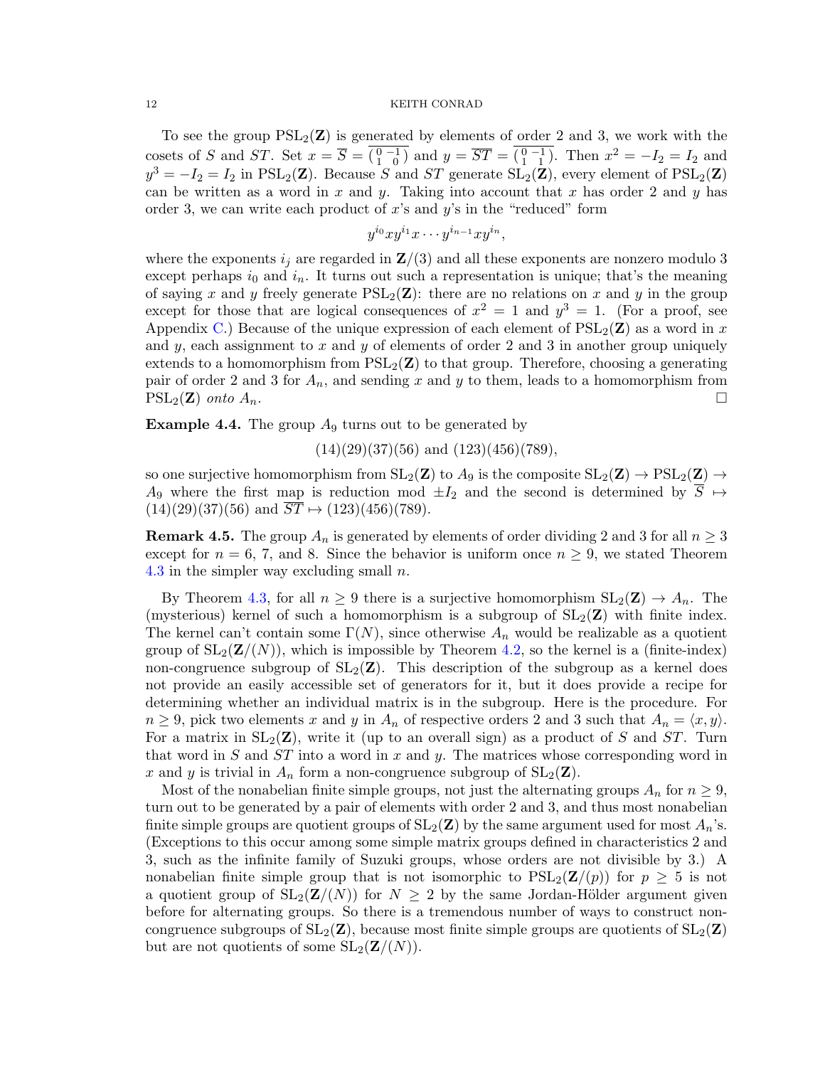To see the group $\mathrm{PSL}_2(\mathbf{Z})$ is generated by elements of order 2 and 3, we work with the cosets of $S$ and $ST$. Set $x = \overline{S} = \overline{\left(\begin{smallmatrix} 0 & -1 \\ 1 & 0 \end{smallmatrix}\right)}$ and $y = \overline{ST} = \overline{\left(\begin{smallmatrix} 0 & -1 \\ 1 & 1 \end{smallmatrix}\right)}$. Then $x^2 = -I_2 = I_2$ and $y^3 = -I_2 = I_2$ in $\mathrm{PSL}_2(\mathbf{Z})$. Because $S$ and $ST$ generate $\mathrm{SL}_2(\mathbf{Z})$, every element of $\mathrm{PSL}_2(\mathbf{Z})$ can be written as a word in $x$ and $y$. Taking into account that $x$ has order 2 and $y$ has order 3, we can write each product of $x$'s and $y$'s in the "reduced" form

$$y^{i_0} x y^{i_1} x \cdots y^{i_{n-1}} x y^{i_n},$$

where the exponents $i_j$ are regarded in $\mathbf{Z}/(3)$ and all these exponents are nonzero modulo 3 except perhaps $i_0$ and $i_n$. It turns out such a representation is unique; that's the meaning of saying $x$ and $y$ freely generate $\mathrm{PSL}_2(\mathbf{Z})$: there are no relations on $x$ and $y$ in the group except for those that are logical consequences of $x^2 = 1$ and $y^3 = 1$. (For a proof, see Appendix C.) Because of the unique expression of each element of $\mathrm{PSL}_2(\mathbf{Z})$ as a word in $x$ and $y$, each assignment to $x$ and $y$ of elements of order 2 and 3 in another group uniquely extends to a homomorphism from $\mathrm{PSL}_2(\mathbf{Z})$ to that group. Therefore, choosing a generating pair of order 2 and 3 for $A_n$, and sending $x$ and $y$ to them, leads to a homomorphism from $\mathrm{PSL}_2(\mathbf{Z})$ *onto* $A_n$. $\square$

**Example 4.4.** The group $A_9$ turns out to be generated by

$$(14)(29)(37)(56) \text{ and } (123)(456)(789),$$

so one surjective homomorphism from $\mathrm{SL}_2(\mathbf{Z})$ to $A_9$ is the composite $\mathrm{SL}_2(\mathbf{Z}) \to \mathrm{PSL}_2(\mathbf{Z}) \to A_9$ where the first map is reduction mod $\pm I_2$ and the second is determined by $\overline{S} \mapsto (14)(29)(37)(56)$ and $\overline{ST} \mapsto (123)(456)(789)$.

**Remark 4.5.** The group $A_n$ is generated by elements of order dividing 2 and 3 for all $n \geq 3$ except for $n = 6$, 7, and 8. Since the behavior is uniform once $n \geq 9$, we stated Theorem 4.3 in the simpler way excluding small $n$.

By Theorem 4.3, for all $n \geq 9$ there is a surjective homomorphism $\mathrm{SL}_2(\mathbf{Z}) \to A_n$. The (mysterious) kernel of such a homomorphism is a subgroup of $\mathrm{SL}_2(\mathbf{Z})$ with finite index. The kernel can't contain some $\Gamma(N)$, since otherwise $A_n$ would be realizable as a quotient group of $\mathrm{SL}_2(\mathbf{Z}/(N))$, which is impossible by Theorem 4.2, so the kernel is a (finite-index) non-congruence subgroup of $\mathrm{SL}_2(\mathbf{Z})$. This description of the subgroup as a kernel does not provide an easily accessible set of generators for it, but it does provide a recipe for determining whether an individual matrix is in the subgroup. Here is the procedure. For $n \geq 9$, pick two elements $x$ and $y$ in $A_n$ of respective orders 2 and 3 such that $A_n = \langle x, y \rangle$. For a matrix in $\mathrm{SL}_2(\mathbf{Z})$, write it (up to an overall sign) as a product of $S$ and $ST$. Turn that word in $S$ and $ST$ into a word in $x$ and $y$. The matrices whose corresponding word in $x$ and $y$ is trivial in $A_n$ form a non-congruence subgroup of $\mathrm{SL}_2(\mathbf{Z})$.

Most of the nonabelian finite simple groups, not just the alternating groups $A_n$ for $n \geq 9$, turn out to be generated by a pair of elements with order 2 and 3, and thus most nonabelian finite simple groups are quotient groups of $\mathrm{SL}_2(\mathbf{Z})$ by the same argument used for most $A_n$'s. (Exceptions to this occur among some simple matrix groups defined in characteristics 2 and 3, such as the infinite family of Suzuki groups, whose orders are not divisible by 3.) A nonabelian finite simple group that is not isomorphic to $\mathrm{PSL}_2(\mathbf{Z}/(p))$ for $p \geq 5$ is not a quotient group of $\mathrm{SL}_2(\mathbf{Z}/(N))$ for $N \geq 2$ by the same Jordan-Hölder argument given before for alternating groups. So there is a tremendous number of ways to construct non-congruence subgroups of $\mathrm{SL}_2(\mathbf{Z})$, because most finite simple groups are quotients of $\mathrm{SL}_2(\mathbf{Z})$ but are not quotients of some $\mathrm{SL}_2(\mathbf{Z}/(N))$.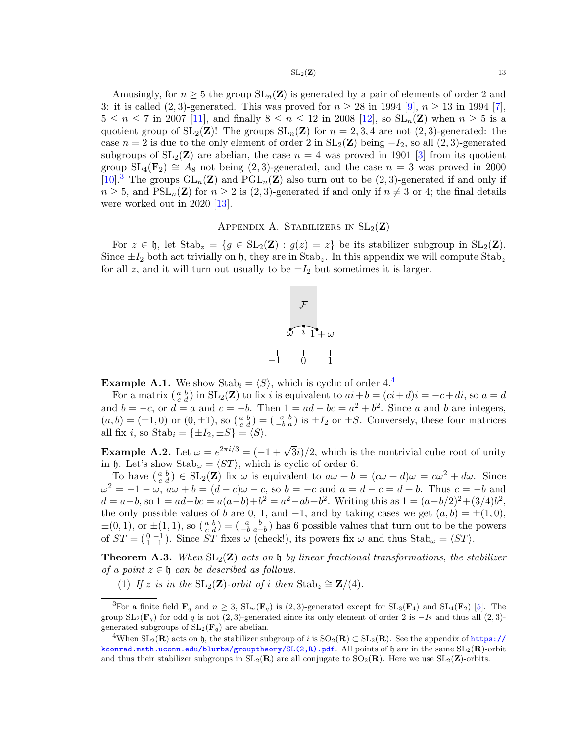Amusingly, for $n \geq 5$ the group $\mathrm{SL}_n(\mathbf{Z})$ is generated by a pair of elements of order 2 and 3: it is called $(2,3)$-generated. This was proved for $n \geq 28$ in 1994 [9], $n \geq 13$ in 1994 [7], $5 \leq n \leq 7$ in 2007 [11], and finally $8 \leq n \leq 12$ in 2008 [12], so $\mathrm{SL}_n(\mathbf{Z})$ when $n \geq 5$ is a quotient group of $\mathrm{SL}_2(\mathbf{Z})$! The groups $\mathrm{SL}_n(\mathbf{Z})$ for $n = 2, 3, 4$ are not $(2,3)$-generated: the case $n = 2$ is due to the only element of order 2 in $\mathrm{SL}_2(\mathbf{Z})$ being $-I_2$, so all $(2,3)$-generated subgroups of $\mathrm{SL}_2(\mathbf{Z})$ are abelian, the case $n = 4$ was proved in 1901 [3] from its quotient group $\mathrm{SL}_4(\mathbf{F}_2) \cong A_8$ not being $(2,3)$-generated, and the case $n = 3$ was proved in 2000 [10].[3] The groups $\mathrm{GL}_n(\mathbf{Z})$ and $\mathrm{PGL}_n(\mathbf{Z})$ also turn out to be $(2,3)$-generated if and only if $n \geq 5$, and $\mathrm{PSL}_n(\mathbf{Z})$ for $n \geq 2$ is $(2,3)$-generated if and only if $n \neq 3$ or 4; the final details were worked out in 2020 [13].

## Appendix A. Stabilizers in $\mathrm{SL}_2(\mathbf{Z})$

For $z \in \mathfrak{h}$, let $\mathrm{Stab}_z = \{g \in \mathrm{SL}_2(\mathbf{Z}) : g(z) = z\}$ be its stabilizer subgroup in $\mathrm{SL}_2(\mathbf{Z})$. Since $\pm I_2$ both act trivially on $\mathfrak{h}$, they are in $\mathrm{Stab}_z$. In this appendix we will compute $\mathrm{Stab}_z$ for all $z$, and it will turn out usually to be $\pm I_2$ but sometimes it is larger.

**Example A.1.** We show $\mathrm{Stab}_i = \langle S \rangle$, which is cyclic of order 4.[4]

For a matrix $\left(\begin{smallmatrix} a & b \\ c & d \end{smallmatrix}\right)$ in $\mathrm{SL}_2(\mathbf{Z})$ to fix $i$ is equivalent to $ai + b = (ci + d)i = -c + di$, so $a = d$ and $b = -c$, or $d = a$ and $c = -b$. Then $1 = ad - bc = a^2 + b^2$. Since $a$ and $b$ are integers, $(a, b) = (\pm 1, 0)$ or $(0, \pm 1)$, so $\left(\begin{smallmatrix} a & b \\ c & d \end{smallmatrix}\right) = \left(\begin{smallmatrix} a & b \\ -b & a \end{smallmatrix}\right)$ is $\pm I_2$ or $\pm S$. Conversely, these four matrices all fix $i$, so $\mathrm{Stab}_i = \{\pm I_2, \pm S\} = \langle S \rangle$.

**Example A.2.** Let $\omega = e^{2\pi i/3} = (-1 + \sqrt{3}i)/2$, which is the nontrivial cube root of unity in $\mathfrak{h}$. Let's show $\mathrm{Stab}_\omega = \langle ST \rangle$, which is cyclic of order 6.

To have $\left(\begin{smallmatrix} a & b \\ c & d \end{smallmatrix}\right) \in \mathrm{SL}_2(\mathbf{Z})$ fix $\omega$ is equivalent to $a\omega + b = (c\omega + d)\omega = c\omega^2 + d\omega$. Since $\omega^2 = -1 - \omega$, $a\omega + b = (d - c)\omega - c$, so $b = -c$ and $a = d - c = d + b$. Thus $c = -b$ and $d = a - b$, so $1 = ad - bc = a(a - b) + b^2 = a^2 - ab + b^2$. Writing this as $1 = (a - b/2)^2 + (3/4)b^2$, the only possible values of $b$ are 0, 1, and $-1$, and by taking cases we get $(a, b) = \pm(1, 0)$, $\pm(0, 1)$, or $\pm(1, 1)$, so $\left(\begin{smallmatrix} a & b \\ c & d \end{smallmatrix}\right) = \left(\begin{smallmatrix} a & b \\ -b & a-b \end{smallmatrix}\right)$ has 6 possible values that turn out to be the powers of $ST = \left(\begin{smallmatrix} 0 & -1 \\ 1 & 1 \end{smallmatrix}\right)$. Since $ST$ fixes $\omega$ (check!), its powers fix $\omega$ and thus $\mathrm{Stab}_\omega = \langle ST \rangle$.

**Theorem A.3.** *When $\mathrm{SL}_2(\mathbf{Z})$ acts on $\mathfrak{h}$ by linear fractional transformations, the stabilizer of a point $z \in \mathfrak{h}$ can be described as follows.*

(1) *If $z$ is in the $\mathrm{SL}_2(\mathbf{Z})$-orbit of $i$ then $\mathrm{Stab}_z \cong \mathbf{Z}/(4)$.*

---

[3] For a finite field $\mathbf{F}_q$ and $n \geq 3$, $\mathrm{SL}_n(\mathbf{F}_q)$ is $(2,3)$-generated except for $\mathrm{SL}_3(\mathbf{F}_4)$ and $\mathrm{SL}_4(\mathbf{F}_2)$ [5]. The group $\mathrm{SL}_2(\mathbf{F}_q)$ for odd $q$ is not $(2,3)$-generated since its only element of order 2 is $-I_2$ and thus all $(2,3)$-generated subgroups of $\mathrm{SL}_2(\mathbf{F}_q)$ are abelian.

[4] When $\mathrm{SL}_2(\mathbf{R})$ acts on $\mathfrak{h}$, the stabilizer subgroup of $i$ is $\mathrm{SO}_2(\mathbf{R}) \subset \mathrm{SL}_2(\mathbf{R})$. See the appendix of https://kconrad.math.uconn.edu/blurbs/grouptheory/SL(2,R).pdf. All points of $\mathfrak{h}$ are in the same $\mathrm{SL}_2(\mathbf{R})$-orbit and thus their stabilizer subgroups in $\mathrm{SL}_2(\mathbf{R})$ are all conjugate to $\mathrm{SO}_2(\mathbf{R})$. Here we use $\mathrm{SL}_2(\mathbf{Z})$-orbits.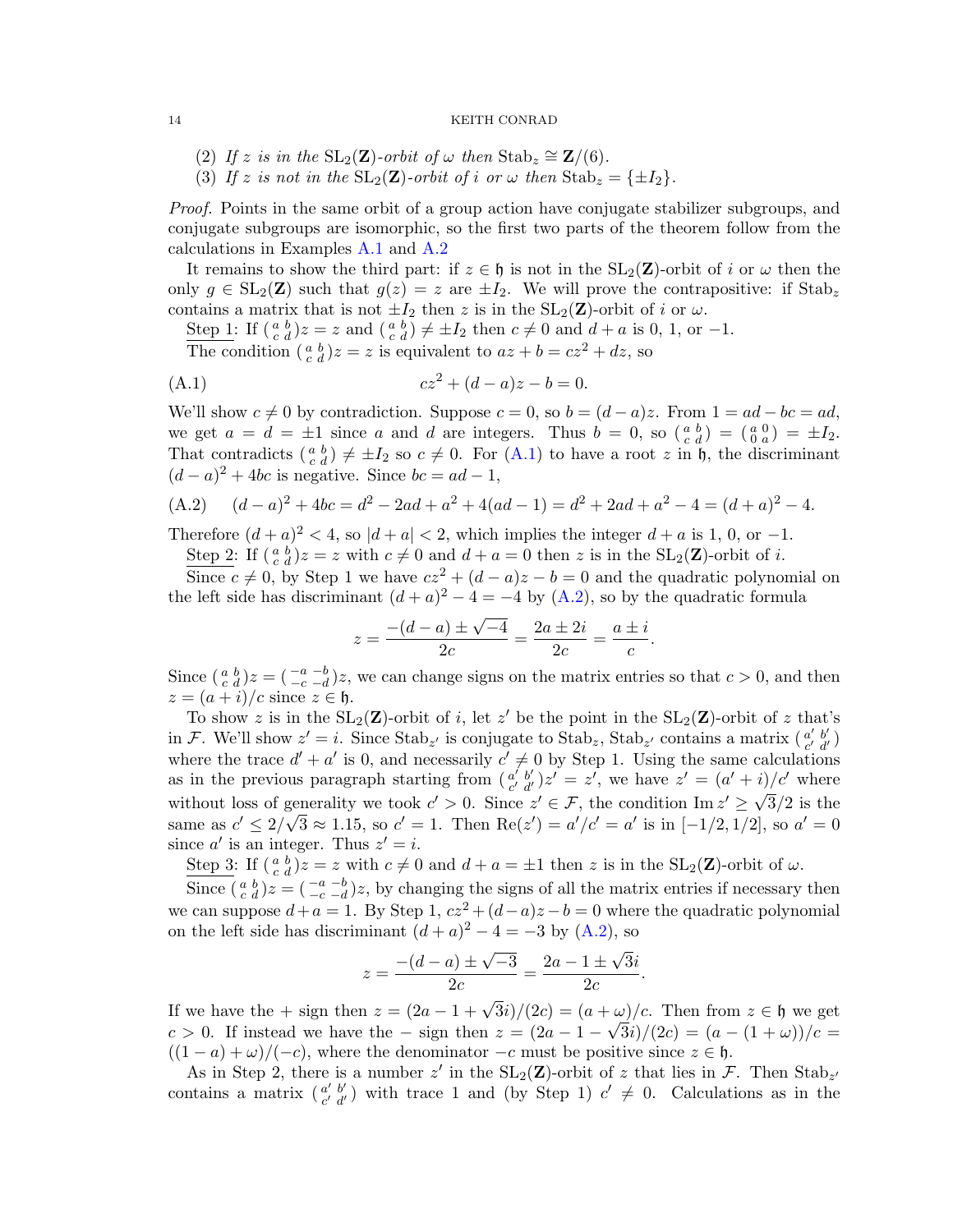(2) *If $z$ is in the $\mathrm{SL}_2(\mathbf{Z})$-orbit of $\omega$ then $\mathrm{Stab}_z \cong \mathbf{Z}/(6)$.*

(3) *If $z$ is not in the $\mathrm{SL}_2(\mathbf{Z})$-orbit of $i$ or $\omega$ then $\mathrm{Stab}_z = \{\pm I_2\}$.*

*Proof.* Points in the same orbit of a group action have conjugate stabilizer subgroups, and conjugate subgroups are isomorphic, so the first two parts of the theorem follow from the calculations in Examples A.1 and A.2

It remains to show the third part: if $z \in \mathfrak{h}$ is not in the $\mathrm{SL}_2(\mathbf{Z})$-orbit of $i$ or $\omega$ then the only $g \in \mathrm{SL}_2(\mathbf{Z})$ such that $g(z) = z$ are $\pm I_2$. We will prove the contrapositive: if $\mathrm{Stab}_z$ contains a matrix that is not $\pm I_2$ then $z$ is in the $\mathrm{SL}_2(\mathbf{Z})$-orbit of $i$ or $\omega$.

Step 1: If $\left(\begin{smallmatrix} a & b \\ c & d \end{smallmatrix}\right)z = z$ and $\left(\begin{smallmatrix} a & b \\ c & d \end{smallmatrix}\right) \neq \pm I_2$ then $c \neq 0$ and $d + a$ is 0, 1, or $-1$.

The condition $\left(\begin{smallmatrix} a & b \\ c & d \end{smallmatrix}\right)z = z$ is equivalent to $az + b = cz^2 + dz$, so

$$cz^2 + (d-a)z - b = 0. \tag{A.1}$$

We'll show $c \neq 0$ by contradiction. Suppose $c = 0$, so $b = (d-a)z$. From $1 = ad - bc = ad$, we get $a = d = \pm 1$ since $a$ and $d$ are integers. Thus $b = 0$, so $\left(\begin{smallmatrix} a & b \\ c & d \end{smallmatrix}\right) = \left(\begin{smallmatrix} a & 0 \\ 0 & a \end{smallmatrix}\right) = \pm I_2$. That contradicts $\left(\begin{smallmatrix} a & b \\ c & d \end{smallmatrix}\right) \neq \pm I_2$ so $c \neq 0$. For (A.1) to have a root $z$ in $\mathfrak{h}$, the discriminant $(d-a)^2 + 4bc$ is negative. Since $bc = ad - 1$,

$$(d-a)^2 + 4bc = d^2 - 2ad + a^2 + 4(ad-1) = d^2 + 2ad + a^2 - 4 = (d+a)^2 - 4. \tag{A.2}$$

Therefore $(d+a)^2 < 4$, so $|d+a| < 2$, which implies the integer $d + a$ is 1, 0, or $-1$.

Step 2: If $\left(\begin{smallmatrix} a & b \\ c & d \end{smallmatrix}\right)z = z$ with $c \neq 0$ and $d + a = 0$ then $z$ is in the $\mathrm{SL}_2(\mathbf{Z})$-orbit of $i$.

Since $c \neq 0$, by Step 1 we have $cz^2 + (d-a)z - b = 0$ and the quadratic polynomial on the left side has discriminant $(d+a)^2 - 4 = -4$ by (A.2), so by the quadratic formula

$$z = \frac{-(d-a) \pm \sqrt{-4}}{2c} = \frac{2a \pm 2i}{2c} = \frac{a \pm i}{c}.$$

Since $\left(\begin{smallmatrix} a & b \\ c & d \end{smallmatrix}\right)z = \left(\begin{smallmatrix} -a & -b \\ -c & -d \end{smallmatrix}\right)z$, we can change signs on the matrix entries so that $c > 0$, and then $z = (a+i)/c$ since $z \in \mathfrak{h}$.

To show $z$ is in the $\mathrm{SL}_2(\mathbf{Z})$-orbit of $i$, let $z'$ be the point in the $\mathrm{SL}_2(\mathbf{Z})$-orbit of $z$ that's in $\mathcal{F}$. We'll show $z' = i$. Since $\mathrm{Stab}_{z'}$ is conjugate to $\mathrm{Stab}_z$, $\mathrm{Stab}_{z'}$ contains a matrix $\left(\begin{smallmatrix} a' & b' \\ c' & d' \end{smallmatrix}\right)$ where the trace $d' + a'$ is 0, and necessarily $c' \neq 0$ by Step 1. Using the same calculations as in the previous paragraph starting from $\left(\begin{smallmatrix} a' & b' \\ c' & d' \end{smallmatrix}\right)z' = z'$, we have $z' = (a' + i)/c'$ where without loss of generality we took $c' > 0$. Since $z' \in \mathcal{F}$, the condition $\mathrm{Im}\, z' \geq \sqrt{3}/2$ is the same as $c' \leq 2/\sqrt{3} \approx 1.15$, so $c' = 1$. Then $\mathrm{Re}(z') = a'/c' = a'$ is in $[-1/2, 1/2]$, so $a' = 0$ since $a'$ is an integer. Thus $z' = i$.

Step 3: If $\left(\begin{smallmatrix} a & b \\ c & d \end{smallmatrix}\right)z = z$ with $c \neq 0$ and $d + a = \pm 1$ then $z$ is in the $\mathrm{SL}_2(\mathbf{Z})$-orbit of $\omega$.

Since $\left(\begin{smallmatrix} a & b \\ c & d \end{smallmatrix}\right)z = \left(\begin{smallmatrix} -a & -b \\ -c & -d \end{smallmatrix}\right)z$, by changing the signs of all the matrix entries if necessary then we can suppose $d + a = 1$. By Step 1, $cz^2 + (d-a)z - b = 0$ where the quadratic polynomial on the left side has discriminant $(d+a)^2 - 4 = -3$ by (A.2), so

$$z = \frac{-(d-a) \pm \sqrt{-3}}{2c} = \frac{2a - 1 \pm \sqrt{3}i}{2c}.$$

If we have the $+$ sign then $z = (2a - 1 + \sqrt{3}i)/(2c) = (a + \omega)/c$. Then from $z \in \mathfrak{h}$ we get $c > 0$. If instead we have the $-$ sign then $z = (2a - 1 - \sqrt{3}i)/(2c) = (a - (1+\omega))/c = ((1-a) + \omega)/(-c)$, where the denominator $-c$ must be positive since $z \in \mathfrak{h}$.

As in Step 2, there is a number $z'$ in the $\mathrm{SL}_2(\mathbf{Z})$-orbit of $z$ that lies in $\mathcal{F}$. Then $\mathrm{Stab}_{z'}$ contains a matrix $\left(\begin{smallmatrix} a' & b' \\ c' & d' \end{smallmatrix}\right)$ with trace 1 and (by Step 1) $c' \neq 0$. Calculations as in the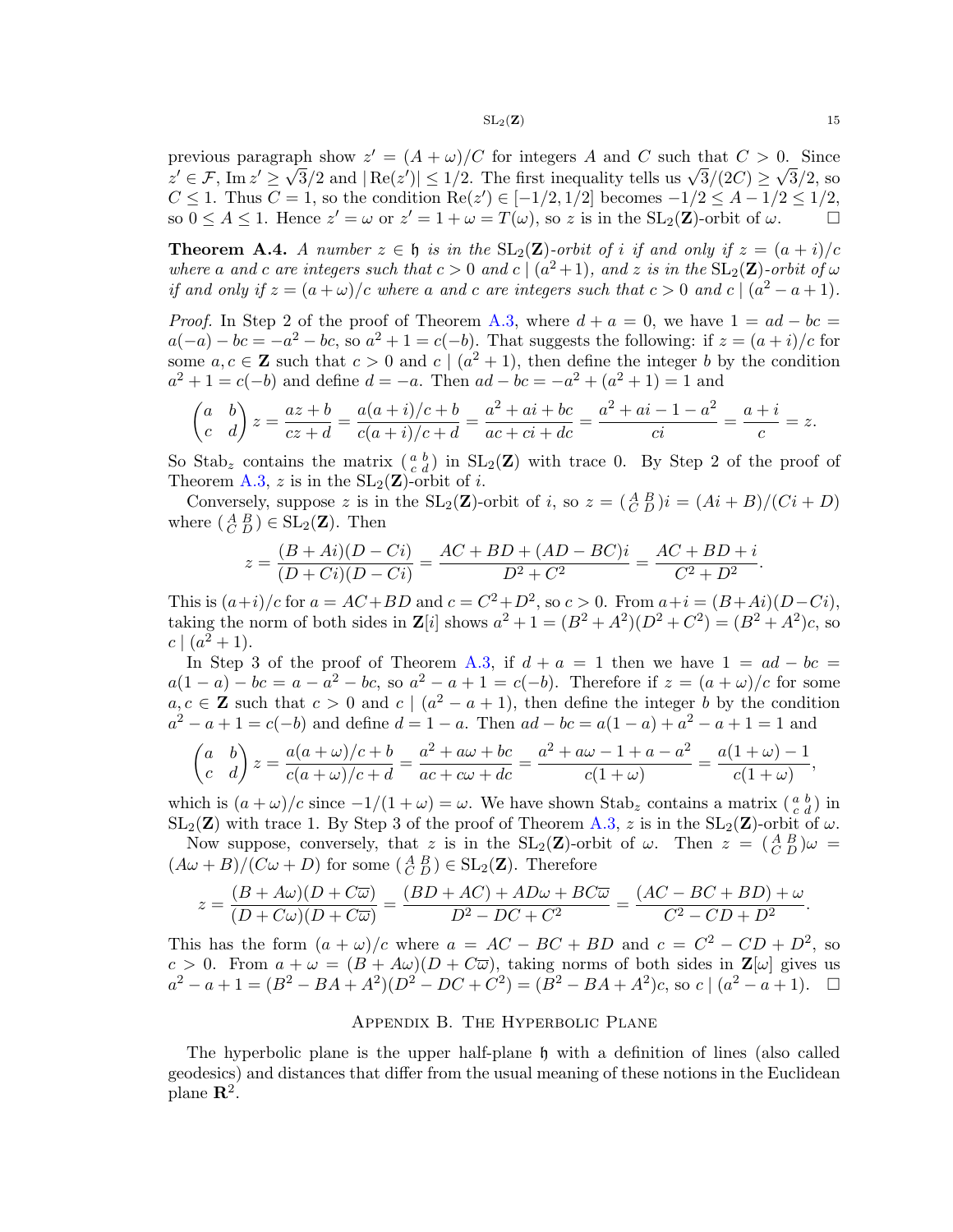previous paragraph show $z' = (A+\omega)/C$ for integers $A$ and $C$ such that $C > 0$. Since $z' \in \mathcal{F}$, $\operatorname{Im} z' \geq \sqrt{3}/2$ and $|\operatorname{Re}(z')| \leq 1/2$. The first inequality tells us $\sqrt{3}/(2C) \geq \sqrt{3}/2$, so $C \leq 1$. Thus $C = 1$, so the condition $\operatorname{Re}(z') \in [-1/2, 1/2]$ becomes $-1/2 \leq A - 1/2 \leq 1/2$, so $0 \leq A \leq 1$. Hence $z' = \omega$ or $z' = 1 + \omega = T(\omega)$, so $z$ is in the $\mathrm{SL}_2(\mathbf{Z})$-orbit of $\omega$. $\square$

**Theorem A.4.** *A number $z \in \mathfrak{h}$ is in the $\mathrm{SL}_2(\mathbf{Z})$-orbit of $i$ if and only if $z = (a+i)/c$ where $a$ and $c$ are integers such that $c > 0$ and $c \mid (a^2+1)$, and $z$ is in the $\mathrm{SL}_2(\mathbf{Z})$-orbit of $\omega$ if and only if $z = (a+\omega)/c$ where $a$ and $c$ are integers such that $c > 0$ and $c \mid (a^2 - a + 1)$.*

*Proof.* In Step 2 of the proof of Theorem A.3, where $d + a = 0$, we have $1 = ad - bc = a(-a) - bc = -a^2 - bc$, so $a^2 + 1 = c(-b)$. That suggests the following: if $z = (a+i)/c$ for some $a, c \in \mathbf{Z}$ such that $c > 0$ and $c \mid (a^2+1)$, then define the integer $b$ by the condition $a^2 + 1 = c(-b)$ and define $d = -a$. Then $ad - bc = -a^2 + (a^2+1) = 1$ and

$$\begin{pmatrix} a & b \\ c & d \end{pmatrix} z = \frac{az+b}{cz+d} = \frac{a(a+i)/c + b}{c(a+i)/c + d} = \frac{a^2 + ai + bc}{ac + ci + dc} = \frac{a^2 + ai - 1 - a^2}{ci} = \frac{a+i}{c} = z.$$

So $\mathrm{Stab}_z$ contains the matrix $\left(\begin{smallmatrix} a & b \\ c & d \end{smallmatrix}\right)$ in $\mathrm{SL}_2(\mathbf{Z})$ with trace 0. By Step 2 of the proof of Theorem A.3, $z$ is in the $\mathrm{SL}_2(\mathbf{Z})$-orbit of $i$.

Conversely, suppose $z$ is in the $\mathrm{SL}_2(\mathbf{Z})$-orbit of $i$, so $z = \left(\begin{smallmatrix} A & B \\ C & D \end{smallmatrix}\right) i = (Ai+B)/(Ci+D)$ where $\left(\begin{smallmatrix} A & B \\ C & D \end{smallmatrix}\right) \in \mathrm{SL}_2(\mathbf{Z})$. Then

$$z = \frac{(B+Ai)(D-Ci)}{(D+Ci)(D-Ci)} = \frac{AC + BD + (AD - BC)i}{D^2 + C^2} = \frac{AC + BD + i}{C^2 + D^2}.$$

This is $(a+i)/c$ for $a = AC + BD$ and $c = C^2 + D^2$, so $c > 0$. From $a + i = (B + Ai)(D - Ci)$, taking the norm of both sides in $\mathbf{Z}[i]$ shows $a^2 + 1 = (B^2 + A^2)(D^2 + C^2) = (B^2 + A^2)c$, so $c \mid (a^2+1)$.

In Step 3 of the proof of Theorem A.3, if $d + a = 1$ then we have $1 = ad - bc = a(1-a) - bc = a - a^2 - bc$, so $a^2 - a + 1 = c(-b)$. Therefore if $z = (a+\omega)/c$ for some $a, c \in \mathbf{Z}$ such that $c > 0$ and $c \mid (a^2 - a + 1)$, then define the integer $b$ by the condition $a^2 - a + 1 = c(-b)$ and define $d = 1 - a$. Then $ad - bc = a(1-a) + a^2 - a + 1 = 1$ and

$$\begin{pmatrix} a & b \\ c & d \end{pmatrix} z = \frac{a(a+\omega)/c + b}{c(a+\omega)/c + d} = \frac{a^2 + a\omega + bc}{ac + c\omega + dc} = \frac{a^2 + a\omega - 1 + a - a^2}{c(1+\omega)} = \frac{a(1+\omega) - 1}{c(1+\omega)},$$

which is $(a+\omega)/c$ since $-1/(1+\omega) = \omega$. We have shown $\mathrm{Stab}_z$ contains a matrix $\left(\begin{smallmatrix} a & b \\ c & d \end{smallmatrix}\right)$ in $\mathrm{SL}_2(\mathbf{Z})$ with trace 1. By Step 3 of the proof of Theorem A.3, $z$ is in the $\mathrm{SL}_2(\mathbf{Z})$-orbit of $\omega$.

Now suppose, conversely, that $z$ is in the $\mathrm{SL}_2(\mathbf{Z})$-orbit of $\omega$. Then $z = \left(\begin{smallmatrix} A & B \\ C & D \end{smallmatrix}\right)\omega = (A\omega + B)/(C\omega + D)$ for some $\left(\begin{smallmatrix} A & B \\ C & D \end{smallmatrix}\right) \in \mathrm{SL}_2(\mathbf{Z})$. Therefore

$$z = \frac{(B + A\omega)(D + C\overline{\omega})}{(D + C\omega)(D + C\overline{\omega})} = \frac{(BD + AC) + AD\omega + BC\overline{\omega}}{D^2 - DC + C^2} = \frac{(AC - BC + BD) + \omega}{C^2 - CD + D^2}.$$

This has the form $(a+\omega)/c$ where $a = AC - BC + BD$ and $c = C^2 - CD + D^2$, so $c > 0$. From $a + \omega = (B + A\omega)(D + C\overline{\omega})$, taking norms of both sides in $\mathbf{Z}[\omega]$ gives us $a^2 - a + 1 = (B^2 - BA + A^2)(D^2 - DC + C^2) = (B^2 - BA + A^2)c$, so $c \mid (a^2 - a + 1)$. $\square$

## Appendix B. The Hyperbolic Plane

The hyperbolic plane is the upper half-plane $\mathfrak{h}$ with a definition of lines (also called geodesics) and distances that differ from the usual meaning of these notions in the Euclidean plane $\mathbf{R}^2$.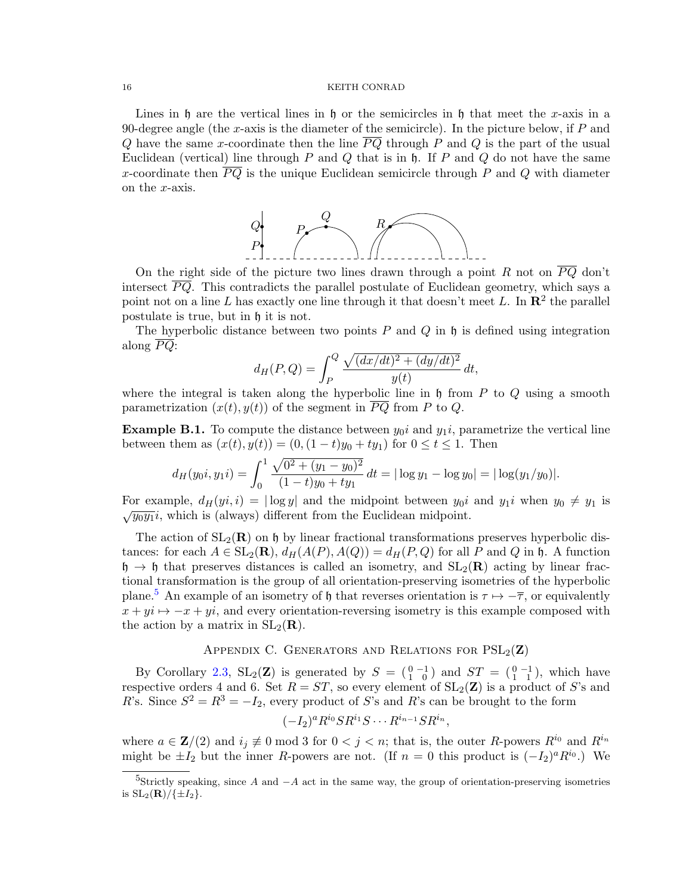Lines in $\mathfrak{h}$ are the vertical lines in $\mathfrak{h}$ or the semicircles in $\mathfrak{h}$ that meet the $x$-axis in a 90-degree angle (the $x$-axis is the diameter of the semicircle). In the picture below, if $P$ and $Q$ have the same $x$-coordinate then the line $\overline{PQ}$ through $P$ and $Q$ is the part of the usual Euclidean (vertical) line through $P$ and $Q$ that is in $\mathfrak{h}$. If $P$ and $Q$ do not have the same $x$-coordinate then $\overline{PQ}$ is the unique Euclidean semicircle through $P$ and $Q$ with diameter on the $x$-axis.

On the right side of the picture two lines drawn through a point $R$ not on $\overline{PQ}$ don't intersect $\overline{PQ}$. This contradicts the parallel postulate of Euclidean geometry, which says a point not on a line $L$ has exactly one line through it that doesn't meet $L$. In $\mathbf{R}^2$ the parallel postulate is true, but in $\mathfrak{h}$ it is not.

The hyperbolic distance between two points $P$ and $Q$ in $\mathfrak{h}$ is defined using integration along $\overline{PQ}$:

$$d_H(P,Q) = \int_P^Q \frac{\sqrt{(dx/dt)^2 + (dy/dt)^2}}{y(t)}\,dt,$$

where the integral is taken along the hyperbolic line in $\mathfrak{h}$ from $P$ to $Q$ using a smooth parametrization $(x(t), y(t))$ of the segment in $\overline{PQ}$ from $P$ to $Q$.

**Example B.1.** To compute the distance between $y_0 i$ and $y_1 i$, parametrize the vertical line between them as $(x(t), y(t)) = (0, (1-t)y_0 + ty_1)$ for $0 \le t \le 1$. Then

$$d_H(y_0 i, y_1 i) = \int_0^1 \frac{\sqrt{0^2 + (y_1 - y_0)^2}}{(1-t)y_0 + ty_1}\,dt = |\log y_1 - \log y_0| = |\log(y_1/y_0)|.$$

For example, $d_H(yi, i) = |\log y|$ and the midpoint between $y_0 i$ and $y_1 i$ when $y_0 \neq y_1$ is $\sqrt{y_0 y_1}\,i$, which is (always) different from the Euclidean midpoint.

The action of $\mathrm{SL}_2(\mathbf{R})$ on $\mathfrak{h}$ by linear fractional transformations preserves hyperbolic distances: for each $A \in \mathrm{SL}_2(\mathbf{R})$, $d_H(A(P), A(Q)) = d_H(P,Q)$ for all $P$ and $Q$ in $\mathfrak{h}$. A function $\mathfrak{h} \to \mathfrak{h}$ that preserves distances is called an isometry, and $\mathrm{SL}_2(\mathbf{R})$ acting by linear fractional transformation is the group of all orientation-preserving isometries of the hyperbolic plane.[5] An example of an isometry of $\mathfrak{h}$ that reverses orientation is $\tau \mapsto -\overline{\tau}$, or equivalently $x + yi \mapsto -x + yi$, and every orientation-reversing isometry is this example composed with the action by a matrix in $\mathrm{SL}_2(\mathbf{R})$.

## Appendix C. Generators and Relations for $\mathrm{PSL}_2(\mathbf{Z})$

By Corollary 2.3, $\mathrm{SL}_2(\mathbf{Z})$ is generated by $S = \left(\begin{smallmatrix} 0 & -1 \\ 1 & 0 \end{smallmatrix}\right)$ and $ST = \left(\begin{smallmatrix} 0 & -1 \\ 1 & 1 \end{smallmatrix}\right)$, which have respective orders 4 and 6. Set $R = ST$, so every element of $\mathrm{SL}_2(\mathbf{Z})$ is a product of $S$'s and $R$'s. Since $S^2 = R^3 = -I_2$, every product of $S$'s and $R$'s can be brought to the form

$$(-I_2)^a R^{i_0} S R^{i_1} S \cdots R^{i_{n-1}} S R^{i_n},$$

where $a \in \mathbf{Z}/(2)$ and $i_j \not\equiv 0 \bmod 3$ for $0 < j < n$; that is, the outer $R$-powers $R^{i_0}$ and $R^{i_n}$ might be $\pm I_2$ but the inner $R$-powers are not. (If $n = 0$ this product is $(-I_2)^a R^{i_0}$.) We

[5] Strictly speaking, since $A$ and $-A$ act in the same way, the group of orientation-preserving isometries is $\mathrm{SL}_2(\mathbf{R})/\{\pm I_2\}$.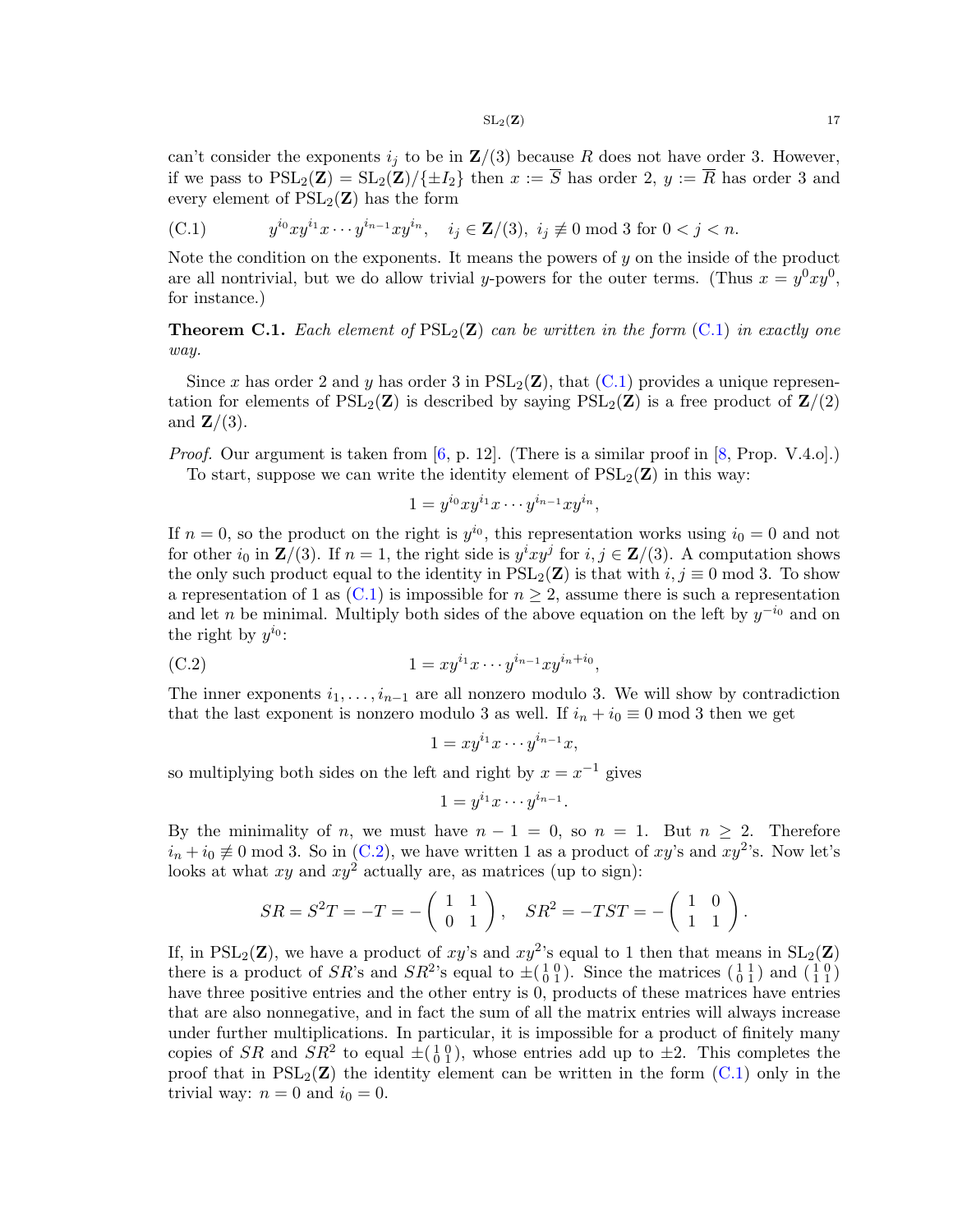can't consider the exponents $i_j$ to be in $\mathbf{Z}/(3)$ because $R$ does not have order 3. However, if we pass to $\mathrm{PSL}_2(\mathbf{Z}) = \mathrm{SL}_2(\mathbf{Z})/\{\pm I_2\}$ then $x := \overline{S}$ has order 2, $y := \overline{R}$ has order 3 and every element of $\mathrm{PSL}_2(\mathbf{Z})$ has the form

$$y^{i_0}xy^{i_1}x\cdots y^{i_{n-1}}xy^{i_n}, \quad i_j \in \mathbf{Z}/(3),\ i_j \not\equiv 0 \bmod 3 \text{ for } 0 < j < n. \tag{C.1}$$

Note the condition on the exponents. It means the powers of $y$ on the inside of the product are all nontrivial, but we do allow trivial $y$-powers for the outer terms. (Thus $x = y^0xy^0$, for instance.)

**Theorem C.1.** *Each element of* $\mathrm{PSL}_2(\mathbf{Z})$ *can be written in the form* (C.1) *in exactly one way.*

Since $x$ has order 2 and $y$ has order 3 in $\mathrm{PSL}_2(\mathbf{Z})$, that (C.1) provides a unique representation for elements of $\mathrm{PSL}_2(\mathbf{Z})$ is described by saying $\mathrm{PSL}_2(\mathbf{Z})$ is a free product of $\mathbf{Z}/(2)$ and $\mathbf{Z}/(3)$.

*Proof.* Our argument is taken from [6, p. 12]. (There is a similar proof in [8, Prop. V.4.o].)

To start, suppose we can write the identity element of $\mathrm{PSL}_2(\mathbf{Z})$ in this way:

$$1 = y^{i_0}xy^{i_1}x\cdots y^{i_{n-1}}xy^{i_n},$$

If $n = 0$, so the product on the right is $y^{i_0}$, this representation works using $i_0 = 0$ and not for other $i_0$ in $\mathbf{Z}/(3)$. If $n = 1$, the right side is $y^ixy^j$ for $i, j \in \mathbf{Z}/(3)$. A computation shows the only such product equal to the identity in $\mathrm{PSL}_2(\mathbf{Z})$ is that with $i, j \equiv 0 \bmod 3$. To show a representation of 1 as (C.1) is impossible for $n \geq 2$, assume there is such a representation and let $n$ be minimal. Multiply both sides of the above equation on the left by $y^{-i_0}$ and on the right by $y^{i_0}$:

$$1 = xy^{i_1}x\cdots y^{i_{n-1}}xy^{i_n+i_0}, \tag{C.2}$$

The inner exponents $i_1, \ldots, i_{n-1}$ are all nonzero modulo 3. We will show by contradiction that the last exponent is nonzero modulo 3 as well. If $i_n + i_0 \equiv 0 \bmod 3$ then we get

$$1 = xy^{i_1}x\cdots y^{i_{n-1}}x,$$

so multiplying both sides on the left and right by $x = x^{-1}$ gives

$$1 = y^{i_1}x\cdots y^{i_{n-1}}.$$

By the minimality of $n$, we must have $n - 1 = 0$, so $n = 1$. But $n \geq 2$. Therefore $i_n + i_0 \not\equiv 0 \bmod 3$. So in (C.2), we have written 1 as a product of $xy$'s and $xy^2$'s. Now let's looks at what $xy$ and $xy^2$ actually are, as matrices (up to sign):

$$SR = S^2T = -T = -\begin{pmatrix} 1 & 1 \\ 0 & 1 \end{pmatrix}, \quad SR^2 = -TST = -\begin{pmatrix} 1 & 0 \\ 1 & 1 \end{pmatrix}.$$

If, in $\mathrm{PSL}_2(\mathbf{Z})$, we have a product of $xy$'s and $xy^2$'s equal to 1 then that means in $\mathrm{SL}_2(\mathbf{Z})$ there is a product of $SR$'s and $SR^2$'s equal to $\pm\left(\begin{smallmatrix} 1 & 0 \\ 0 & 1 \end{smallmatrix}\right)$. Since the matrices $\left(\begin{smallmatrix} 1 & 1 \\ 0 & 1 \end{smallmatrix}\right)$ and $\left(\begin{smallmatrix} 1 & 0 \\ 1 & 1 \end{smallmatrix}\right)$ have three positive entries and the other entry is 0, products of these matrices have entries that are also nonnegative, and in fact the sum of all the matrix entries will always increase under further multiplications. In particular, it is impossible for a product of finitely many copies of $SR$ and $SR^2$ to equal $\pm\left(\begin{smallmatrix} 1 & 0 \\ 0 & 1 \end{smallmatrix}\right)$, whose entries add up to $\pm 2$. This completes the proof that in $\mathrm{PSL}_2(\mathbf{Z})$ the identity element can be written in the form (C.1) only in the trivial way: $n = 0$ and $i_0 = 0$.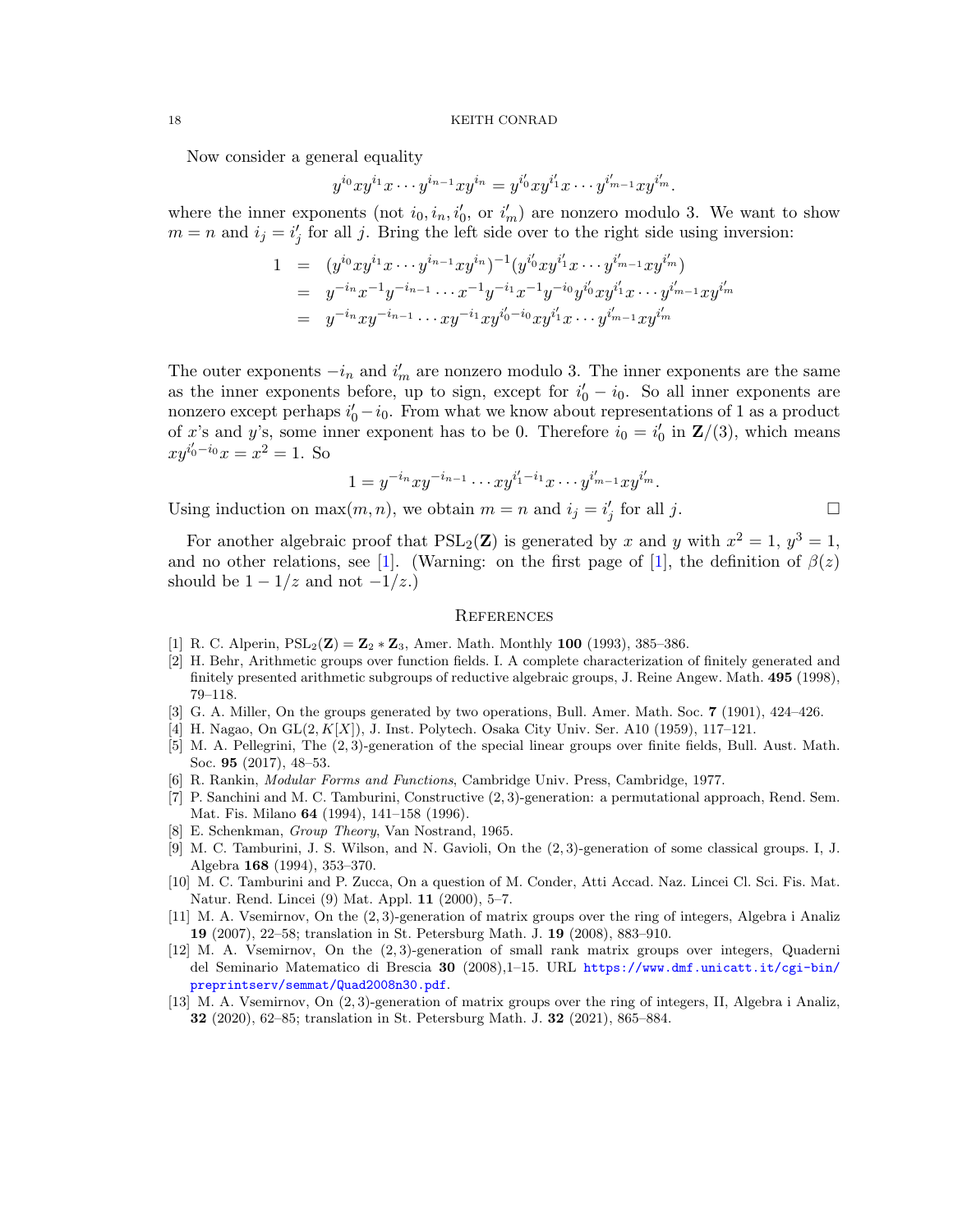Now consider a general equality

$$y^{i_0}xy^{i_1}x\cdots y^{i_{n-1}}xy^{i_n} = y^{i'_0}xy^{i'_1}x\cdots y^{i'_{m-1}}xy^{i'_m}.$$

where the inner exponents (not $i_0, i_n, i'_0$, or $i'_m$) are nonzero modulo 3. We want to show $m = n$ and $i_j = i'_j$ for all $j$. Bring the left side over to the right side using inversion:

$$\begin{aligned}
1 &= (y^{i_0}xy^{i_1}x\cdots y^{i_{n-1}}xy^{i_n})^{-1}(y^{i'_0}xy^{i'_1}x\cdots y^{i'_{m-1}}xy^{i'_m}) \\
&= y^{-i_n}x^{-1}y^{-i_{n-1}}\cdots x^{-1}y^{-i_1}x^{-1}y^{-i_0}y^{i'_0}xy^{i'_1}x\cdots y^{i'_{m-1}}xy^{i'_m} \\
&= y^{-i_n}xy^{-i_{n-1}}\cdots xy^{-i_1}xy^{i'_0-i_0}xy^{i'_1}x\cdots y^{i'_{m-1}}xy^{i'_m}
\end{aligned}$$

The outer exponents $-i_n$ and $i'_m$ are nonzero modulo 3. The inner exponents are the same as the inner exponents before, up to sign, except for $i'_0 - i_0$. So all inner exponents are nonzero except perhaps $i'_0 - i_0$. From what we know about representations of 1 as a product of $x$'s and $y$'s, some inner exponent has to be 0. Therefore $i_0 = i'_0$ in $\mathbf{Z}/(3)$, which means $xy^{i'_0-i_0}x = x^2 = 1$. So

$$1 = y^{-i_n}xy^{-i_{n-1}}\cdots xy^{i'_1-i_1}x\cdots y^{i'_{m-1}}xy^{i'_m}.$$

Using induction on $\max(m, n)$, we obtain $m = n$ and $i_j = i'_j$ for all $j$. □

For another algebraic proof that $\mathrm{PSL}_2(\mathbf{Z})$ is generated by $x$ and $y$ with $x^2 = 1$, $y^3 = 1$, and no other relations, see [1]. (Warning: on the first page of [1], the definition of $\beta(z)$ should be $1 - 1/z$ and not $-1/z$.)

## References

[1] R. C. Alperin, $\mathrm{PSL}_2(\mathbf{Z}) = \mathbf{Z}_2 * \mathbf{Z}_3$, Amer. Math. Monthly **100** (1993), 385–386.

[2] H. Behr, Arithmetic groups over function fields. I. A complete characterization of finitely generated and finitely presented arithmetic subgroups of reductive algebraic groups, J. Reine Angew. Math. **495** (1998), 79–118.

[3] G. A. Miller, On the groups generated by two operations, Bull. Amer. Math. Soc. **7** (1901), 424–426.

[4] H. Nagao, On $\mathrm{GL}(2, K[X])$, J. Inst. Polytech. Osaka City Univ. Ser. A10 (1959), 117–121.

[5] M. A. Pellegrini, The $(2, 3)$-generation of the special linear groups over finite fields, Bull. Aust. Math. Soc. **95** (2017), 48–53.

[6] R. Rankin, *Modular Forms and Functions*, Cambridge Univ. Press, Cambridge, 1977.

[7] P. Sanchini and M. C. Tamburini, Constructive $(2, 3)$-generation: a permutational approach, Rend. Sem. Mat. Fis. Milano **64** (1994), 141–158 (1996).

[8] E. Schenkman, *Group Theory*, Van Nostrand, 1965.

[9] M. C. Tamburini, J. S. Wilson, and N. Gavioli, On the $(2, 3)$-generation of some classical groups. I, J. Algebra **168** (1994), 353–370.

[10] M. C. Tamburini and P. Zucca, On a question of M. Conder, Atti Accad. Naz. Lincei Cl. Sci. Fis. Mat. Natur. Rend. Lincei (9) Mat. Appl. **11** (2000), 5–7.

[11] M. A. Vsemirnov, On the $(2, 3)$-generation of matrix groups over the ring of integers, Algebra i Analiz **19** (2007), 22–58; translation in St. Petersburg Math. J. **19** (2008), 883–910.

[12] M. A. Vsemirnov, On the $(2, 3)$-generation of small rank matrix groups over integers, Quaderni del Seminario Matematico di Brescia **30** (2008),1–15. URL https://www.dmf.unicatt.it/cgi-bin/preprintserv/semmat/Quad2008n30.pdf.

[13] M. A. Vsemirnov, On $(2, 3)$-generation of matrix groups over the ring of integers, II, Algebra i Analiz, **32** (2020), 62–85; translation in St. Petersburg Math. J. **32** (2021), 865–884.